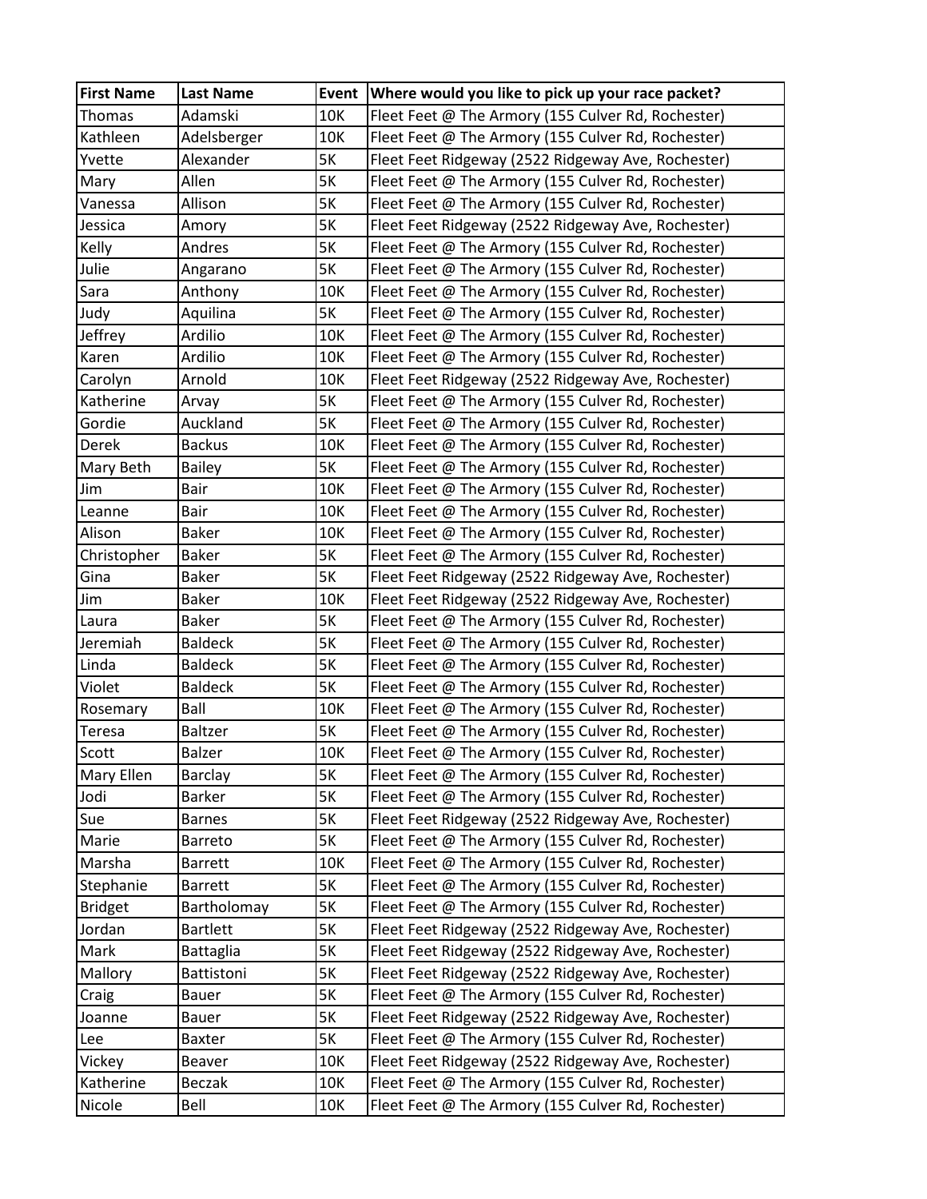| First Name | Last Name | Event | Where would you like to pick up your race packet? |
|---|---|---|---|
| Thomas | Adamski | 10K | Fleet Feet @ The Armory (155 Culver Rd, Rochester) |
| Kathleen | Adelsberger | 10K | Fleet Feet @ The Armory (155 Culver Rd, Rochester) |
| Yvette | Alexander | 5K | Fleet Feet Ridgeway (2522 Ridgeway Ave, Rochester) |
| Mary | Allen | 5K | Fleet Feet @ The Armory (155 Culver Rd, Rochester) |
| Vanessa | Allison | 5K | Fleet Feet @ The Armory (155 Culver Rd, Rochester) |
| Jessica | Amory | 5K | Fleet Feet Ridgeway (2522 Ridgeway Ave, Rochester) |
| Kelly | Andres | 5K | Fleet Feet @ The Armory (155 Culver Rd, Rochester) |
| Julie | Angarano | 5K | Fleet Feet @ The Armory (155 Culver Rd, Rochester) |
| Sara | Anthony | 10K | Fleet Feet @ The Armory (155 Culver Rd, Rochester) |
| Judy | Aquilina | 5K | Fleet Feet @ The Armory (155 Culver Rd, Rochester) |
| Jeffrey | Ardilio | 10K | Fleet Feet @ The Armory (155 Culver Rd, Rochester) |
| Karen | Ardilio | 10K | Fleet Feet @ The Armory (155 Culver Rd, Rochester) |
| Carolyn | Arnold | 10K | Fleet Feet Ridgeway (2522 Ridgeway Ave, Rochester) |
| Katherine | Arvay | 5K | Fleet Feet @ The Armory (155 Culver Rd, Rochester) |
| Gordie | Auckland | 5K | Fleet Feet @ The Armory (155 Culver Rd, Rochester) |
| Derek | Backus | 10K | Fleet Feet @ The Armory (155 Culver Rd, Rochester) |
| Mary Beth | Bailey | 5K | Fleet Feet @ The Armory (155 Culver Rd, Rochester) |
| Jim | Bair | 10K | Fleet Feet @ The Armory (155 Culver Rd, Rochester) |
| Leanne | Bair | 10K | Fleet Feet @ The Armory (155 Culver Rd, Rochester) |
| Alison | Baker | 10K | Fleet Feet @ The Armory (155 Culver Rd, Rochester) |
| Christopher | Baker | 5K | Fleet Feet @ The Armory (155 Culver Rd, Rochester) |
| Gina | Baker | 5K | Fleet Feet Ridgeway (2522 Ridgeway Ave, Rochester) |
| Jim | Baker | 10K | Fleet Feet Ridgeway (2522 Ridgeway Ave, Rochester) |
| Laura | Baker | 5K | Fleet Feet @ The Armory (155 Culver Rd, Rochester) |
| Jeremiah | Baldeck | 5K | Fleet Feet @ The Armory (155 Culver Rd, Rochester) |
| Linda | Baldeck | 5K | Fleet Feet @ The Armory (155 Culver Rd, Rochester) |
| Violet | Baldeck | 5K | Fleet Feet @ The Armory (155 Culver Rd, Rochester) |
| Rosemary | Ball | 10K | Fleet Feet @ The Armory (155 Culver Rd, Rochester) |
| Teresa | Baltzer | 5K | Fleet Feet @ The Armory (155 Culver Rd, Rochester) |
| Scott | Balzer | 10K | Fleet Feet @ The Armory (155 Culver Rd, Rochester) |
| Mary Ellen | Barclay | 5K | Fleet Feet @ The Armory (155 Culver Rd, Rochester) |
| Jodi | Barker | 5K | Fleet Feet @ The Armory (155 Culver Rd, Rochester) |
| Sue | Barnes | 5K | Fleet Feet Ridgeway (2522 Ridgeway Ave, Rochester) |
| Marie | Barreto | 5K | Fleet Feet @ The Armory (155 Culver Rd, Rochester) |
| Marsha | Barrett | 10K | Fleet Feet @ The Armory (155 Culver Rd, Rochester) |
| Stephanie | Barrett | 5K | Fleet Feet @ The Armory (155 Culver Rd, Rochester) |
| Bridget | Bartholomay | 5K | Fleet Feet @ The Armory (155 Culver Rd, Rochester) |
| Jordan | Bartlett | 5K | Fleet Feet Ridgeway (2522 Ridgeway Ave, Rochester) |
| Mark | Battaglia | 5K | Fleet Feet Ridgeway (2522 Ridgeway Ave, Rochester) |
| Mallory | Battistoni | 5K | Fleet Feet Ridgeway (2522 Ridgeway Ave, Rochester) |
| Craig | Bauer | 5K | Fleet Feet @ The Armory (155 Culver Rd, Rochester) |
| Joanne | Bauer | 5K | Fleet Feet Ridgeway (2522 Ridgeway Ave, Rochester) |
| Lee | Baxter | 5K | Fleet Feet @ The Armory (155 Culver Rd, Rochester) |
| Vickey | Beaver | 10K | Fleet Feet Ridgeway (2522 Ridgeway Ave, Rochester) |
| Katherine | Beczak | 10K | Fleet Feet @ The Armory (155 Culver Rd, Rochester) |
| Nicole | Bell | 10K | Fleet Feet @ The Armory (155 Culver Rd, Rochester) |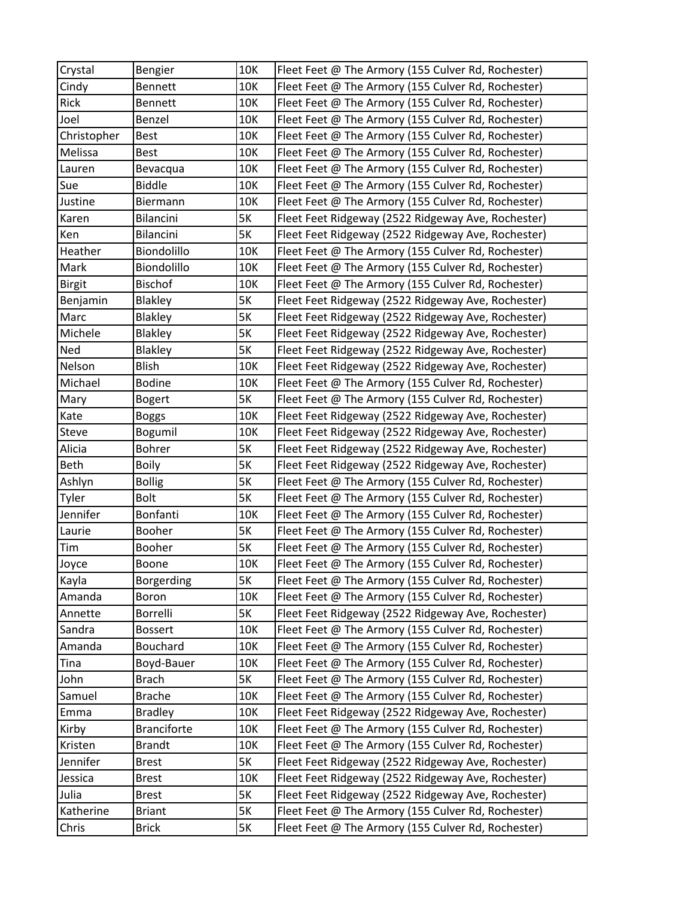| Crystal | Bengier | 10K | Fleet Feet @ The Armory (155 Culver Rd, Rochester) |
|---|---|---|---|
| Cindy | Bennett | 10K | Fleet Feet @ The Armory (155 Culver Rd, Rochester) |
| Rick | Bennett | 10K | Fleet Feet @ The Armory (155 Culver Rd, Rochester) |
| Joel | Benzel | 10K | Fleet Feet @ The Armory (155 Culver Rd, Rochester) |
| Christopher | Best | 10K | Fleet Feet @ The Armory (155 Culver Rd, Rochester) |
| Melissa | Best | 10K | Fleet Feet @ The Armory (155 Culver Rd, Rochester) |
| Lauren | Bevacqua | 10K | Fleet Feet @ The Armory (155 Culver Rd, Rochester) |
| Sue | Biddle | 10K | Fleet Feet @ The Armory (155 Culver Rd, Rochester) |
| Justine | Biermann | 10K | Fleet Feet @ The Armory (155 Culver Rd, Rochester) |
| Karen | Bilancini | 5K | Fleet Feet Ridgeway (2522 Ridgeway Ave, Rochester) |
| Ken | Bilancini | 5K | Fleet Feet Ridgeway (2522 Ridgeway Ave, Rochester) |
| Heather | Biondolillo | 10K | Fleet Feet @ The Armory (155 Culver Rd, Rochester) |
| Mark | Biondolillo | 10K | Fleet Feet @ The Armory (155 Culver Rd, Rochester) |
| Birgit | Bischof | 10K | Fleet Feet @ The Armory (155 Culver Rd, Rochester) |
| Benjamin | Blakley | 5K | Fleet Feet Ridgeway (2522 Ridgeway Ave, Rochester) |
| Marc | Blakley | 5K | Fleet Feet Ridgeway (2522 Ridgeway Ave, Rochester) |
| Michele | Blakley | 5K | Fleet Feet Ridgeway (2522 Ridgeway Ave, Rochester) |
| Ned | Blakley | 5K | Fleet Feet Ridgeway (2522 Ridgeway Ave, Rochester) |
| Nelson | Blish | 10K | Fleet Feet Ridgeway (2522 Ridgeway Ave, Rochester) |
| Michael | Bodine | 10K | Fleet Feet @ The Armory (155 Culver Rd, Rochester) |
| Mary | Bogert | 5K | Fleet Feet @ The Armory (155 Culver Rd, Rochester) |
| Kate | Boggs | 10K | Fleet Feet Ridgeway (2522 Ridgeway Ave, Rochester) |
| Steve | Bogumil | 10K | Fleet Feet Ridgeway (2522 Ridgeway Ave, Rochester) |
| Alicia | Bohrer | 5K | Fleet Feet Ridgeway (2522 Ridgeway Ave, Rochester) |
| Beth | Boily | 5K | Fleet Feet Ridgeway (2522 Ridgeway Ave, Rochester) |
| Ashlyn | Bollig | 5K | Fleet Feet @ The Armory (155 Culver Rd, Rochester) |
| Tyler | Bolt | 5K | Fleet Feet @ The Armory (155 Culver Rd, Rochester) |
| Jennifer | Bonfanti | 10K | Fleet Feet @ The Armory (155 Culver Rd, Rochester) |
| Laurie | Booher | 5K | Fleet Feet @ The Armory (155 Culver Rd, Rochester) |
| Tim | Booher | 5K | Fleet Feet @ The Armory (155 Culver Rd, Rochester) |
| Joyce | Boone | 10K | Fleet Feet @ The Armory (155 Culver Rd, Rochester) |
| Kayla | Borgerding | 5K | Fleet Feet @ The Armory (155 Culver Rd, Rochester) |
| Amanda | Boron | 10K | Fleet Feet @ The Armory (155 Culver Rd, Rochester) |
| Annette | Borrelli | 5K | Fleet Feet Ridgeway (2522 Ridgeway Ave, Rochester) |
| Sandra | Bossert | 10K | Fleet Feet @ The Armory (155 Culver Rd, Rochester) |
| Amanda | Bouchard | 10K | Fleet Feet @ The Armory (155 Culver Rd, Rochester) |
| Tina | Boyd-Bauer | 10K | Fleet Feet @ The Armory (155 Culver Rd, Rochester) |
| John | Brach | 5K | Fleet Feet @ The Armory (155 Culver Rd, Rochester) |
| Samuel | Brache | 10K | Fleet Feet @ The Armory (155 Culver Rd, Rochester) |
| Emma | Bradley | 10K | Fleet Feet Ridgeway (2522 Ridgeway Ave, Rochester) |
| Kirby | Branciforte | 10K | Fleet Feet @ The Armory (155 Culver Rd, Rochester) |
| Kristen | Brandt | 10K | Fleet Feet @ The Armory (155 Culver Rd, Rochester) |
| Jennifer | Brest | 5K | Fleet Feet Ridgeway (2522 Ridgeway Ave, Rochester) |
| Jessica | Brest | 10K | Fleet Feet Ridgeway (2522 Ridgeway Ave, Rochester) |
| Julia | Brest | 5K | Fleet Feet Ridgeway (2522 Ridgeway Ave, Rochester) |
| Katherine | Briant | 5K | Fleet Feet @ The Armory (155 Culver Rd, Rochester) |
| Chris | Brick | 5K | Fleet Feet @ The Armory (155 Culver Rd, Rochester) |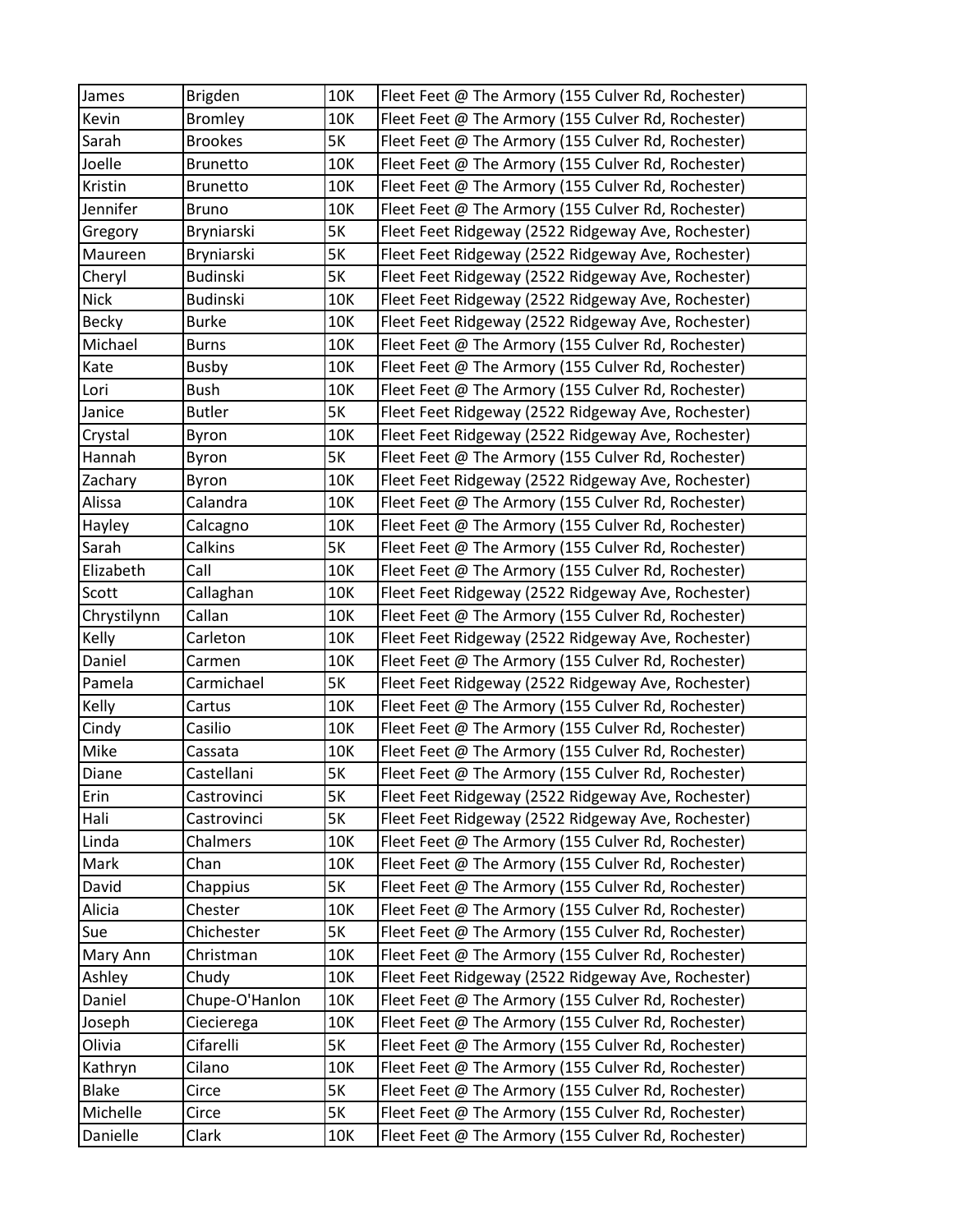| James | Brigden | 10K | Fleet Feet @ The Armory (155 Culver Rd, Rochester) |
|---|---|---|---|
| Kevin | Bromley | 10K | Fleet Feet @ The Armory (155 Culver Rd, Rochester) |
| Sarah | Brookes | 5K | Fleet Feet @ The Armory (155 Culver Rd, Rochester) |
| Joelle | Brunetto | 10K | Fleet Feet @ The Armory (155 Culver Rd, Rochester) |
| Kristin | Brunetto | 10K | Fleet Feet @ The Armory (155 Culver Rd, Rochester) |
| Jennifer | Bruno | 10K | Fleet Feet @ The Armory (155 Culver Rd, Rochester) |
| Gregory | Bryniarski | 5K | Fleet Feet Ridgeway (2522 Ridgeway Ave, Rochester) |
| Maureen | Bryniarski | 5K | Fleet Feet Ridgeway (2522 Ridgeway Ave, Rochester) |
| Cheryl | Budinski | 5K | Fleet Feet Ridgeway (2522 Ridgeway Ave, Rochester) |
| Nick | Budinski | 10K | Fleet Feet Ridgeway (2522 Ridgeway Ave, Rochester) |
| Becky | Burke | 10K | Fleet Feet Ridgeway (2522 Ridgeway Ave, Rochester) |
| Michael | Burns | 10K | Fleet Feet @ The Armory (155 Culver Rd, Rochester) |
| Kate | Busby | 10K | Fleet Feet @ The Armory (155 Culver Rd, Rochester) |
| Lori | Bush | 10K | Fleet Feet @ The Armory (155 Culver Rd, Rochester) |
| Janice | Butler | 5K | Fleet Feet Ridgeway (2522 Ridgeway Ave, Rochester) |
| Crystal | Byron | 10K | Fleet Feet Ridgeway (2522 Ridgeway Ave, Rochester) |
| Hannah | Byron | 5K | Fleet Feet @ The Armory (155 Culver Rd, Rochester) |
| Zachary | Byron | 10K | Fleet Feet Ridgeway (2522 Ridgeway Ave, Rochester) |
| Alissa | Calandra | 10K | Fleet Feet @ The Armory (155 Culver Rd, Rochester) |
| Hayley | Calcagno | 10K | Fleet Feet @ The Armory (155 Culver Rd, Rochester) |
| Sarah | Calkins | 5K | Fleet Feet @ The Armory (155 Culver Rd, Rochester) |
| Elizabeth | Call | 10K | Fleet Feet @ The Armory (155 Culver Rd, Rochester) |
| Scott | Callaghan | 10K | Fleet Feet Ridgeway (2522 Ridgeway Ave, Rochester) |
| Chrystilynn | Callan | 10K | Fleet Feet @ The Armory (155 Culver Rd, Rochester) |
| Kelly | Carleton | 10K | Fleet Feet Ridgeway (2522 Ridgeway Ave, Rochester) |
| Daniel | Carmen | 10K | Fleet Feet @ The Armory (155 Culver Rd, Rochester) |
| Pamela | Carmichael | 5K | Fleet Feet Ridgeway (2522 Ridgeway Ave, Rochester) |
| Kelly | Cartus | 10K | Fleet Feet @ The Armory (155 Culver Rd, Rochester) |
| Cindy | Casilio | 10K | Fleet Feet @ The Armory (155 Culver Rd, Rochester) |
| Mike | Cassata | 10K | Fleet Feet @ The Armory (155 Culver Rd, Rochester) |
| Diane | Castellani | 5K | Fleet Feet @ The Armory (155 Culver Rd, Rochester) |
| Erin | Castrovinci | 5K | Fleet Feet Ridgeway (2522 Ridgeway Ave, Rochester) |
| Hali | Castrovinci | 5K | Fleet Feet Ridgeway (2522 Ridgeway Ave, Rochester) |
| Linda | Chalmers | 10K | Fleet Feet @ The Armory (155 Culver Rd, Rochester) |
| Mark | Chan | 10K | Fleet Feet @ The Armory (155 Culver Rd, Rochester) |
| David | Chappius | 5K | Fleet Feet @ The Armory (155 Culver Rd, Rochester) |
| Alicia | Chester | 10K | Fleet Feet @ The Armory (155 Culver Rd, Rochester) |
| Sue | Chichester | 5K | Fleet Feet @ The Armory (155 Culver Rd, Rochester) |
| Mary Ann | Christman | 10K | Fleet Feet @ The Armory (155 Culver Rd, Rochester) |
| Ashley | Chudy | 10K | Fleet Feet Ridgeway (2522 Ridgeway Ave, Rochester) |
| Daniel | Chupe-O'Hanlon | 10K | Fleet Feet @ The Armory (155 Culver Rd, Rochester) |
| Joseph | Ciecierega | 10K | Fleet Feet @ The Armory (155 Culver Rd, Rochester) |
| Olivia | Cifarelli | 5K | Fleet Feet @ The Armory (155 Culver Rd, Rochester) |
| Kathryn | Cilano | 10K | Fleet Feet @ The Armory (155 Culver Rd, Rochester) |
| Blake | Circe | 5K | Fleet Feet @ The Armory (155 Culver Rd, Rochester) |
| Michelle | Circe | 5K | Fleet Feet @ The Armory (155 Culver Rd, Rochester) |
| Danielle | Clark | 10K | Fleet Feet @ The Armory (155 Culver Rd, Rochester) |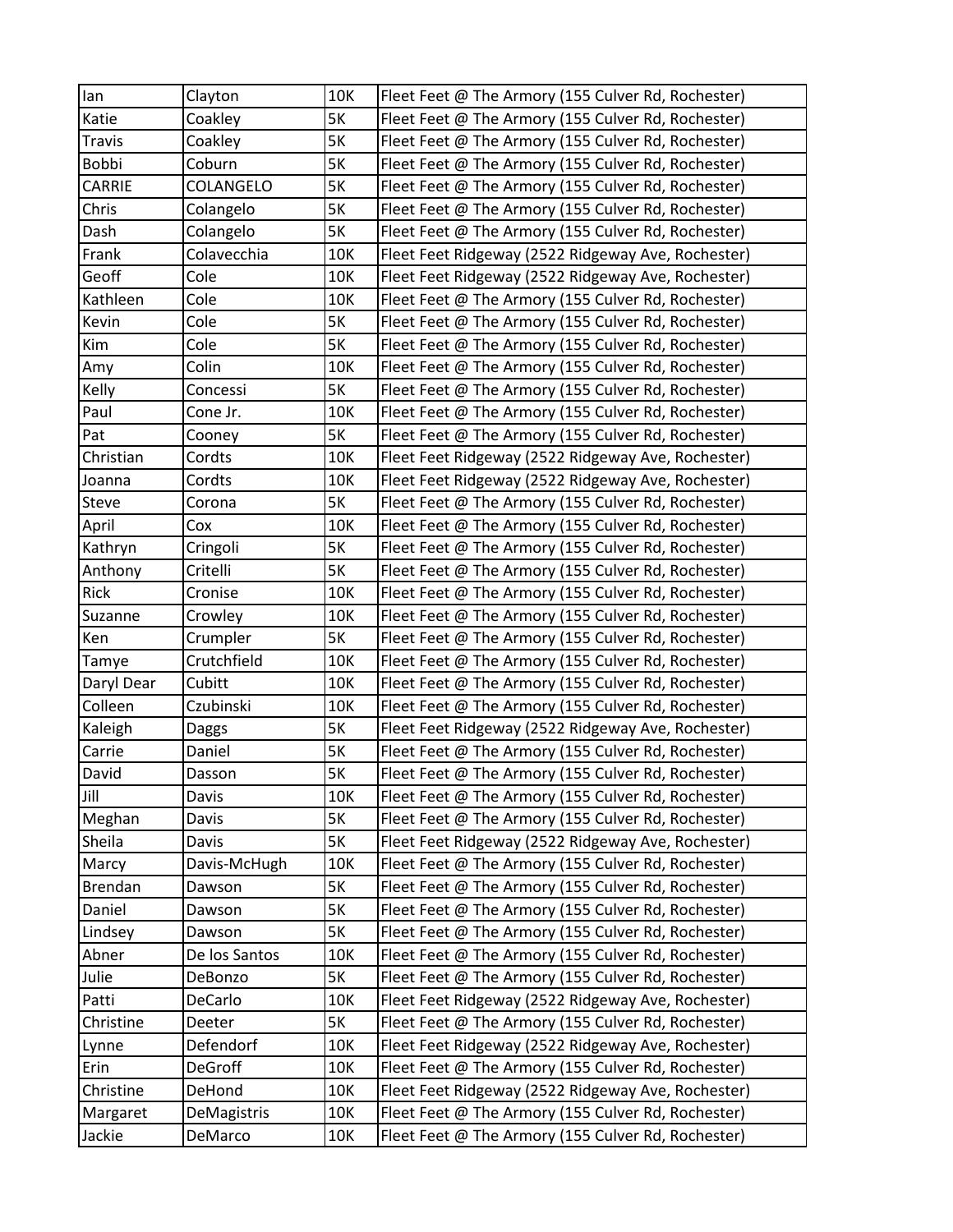| | | | |
|---|---|---|---|
| Ian | Clayton | 10K | Fleet Feet @ The Armory (155 Culver Rd, Rochester) |
| Katie | Coakley | 5K | Fleet Feet @ The Armory (155 Culver Rd, Rochester) |
| Travis | Coakley | 5K | Fleet Feet @ The Armory (155 Culver Rd, Rochester) |
| Bobbi | Coburn | 5K | Fleet Feet @ The Armory (155 Culver Rd, Rochester) |
| CARRIE | COLANGELO | 5K | Fleet Feet @ The Armory (155 Culver Rd, Rochester) |
| Chris | Colangelo | 5K | Fleet Feet @ The Armory (155 Culver Rd, Rochester) |
| Dash | Colangelo | 5K | Fleet Feet @ The Armory (155 Culver Rd, Rochester) |
| Frank | Colavecchia | 10K | Fleet Feet Ridgeway (2522 Ridgeway Ave, Rochester) |
| Geoff | Cole | 10K | Fleet Feet Ridgeway (2522 Ridgeway Ave, Rochester) |
| Kathleen | Cole | 10K | Fleet Feet @ The Armory (155 Culver Rd, Rochester) |
| Kevin | Cole | 5K | Fleet Feet @ The Armory (155 Culver Rd, Rochester) |
| Kim | Cole | 5K | Fleet Feet @ The Armory (155 Culver Rd, Rochester) |
| Amy | Colin | 10K | Fleet Feet @ The Armory (155 Culver Rd, Rochester) |
| Kelly | Concessi | 5K | Fleet Feet @ The Armory (155 Culver Rd, Rochester) |
| Paul | Cone Jr. | 10K | Fleet Feet @ The Armory (155 Culver Rd, Rochester) |
| Pat | Cooney | 5K | Fleet Feet @ The Armory (155 Culver Rd, Rochester) |
| Christian | Cordts | 10K | Fleet Feet Ridgeway (2522 Ridgeway Ave, Rochester) |
| Joanna | Cordts | 10K | Fleet Feet Ridgeway (2522 Ridgeway Ave, Rochester) |
| Steve | Corona | 5K | Fleet Feet @ The Armory (155 Culver Rd, Rochester) |
| April | Cox | 10K | Fleet Feet @ The Armory (155 Culver Rd, Rochester) |
| Kathryn | Cringoli | 5K | Fleet Feet @ The Armory (155 Culver Rd, Rochester) |
| Anthony | Critelli | 5K | Fleet Feet @ The Armory (155 Culver Rd, Rochester) |
| Rick | Cronise | 10K | Fleet Feet @ The Armory (155 Culver Rd, Rochester) |
| Suzanne | Crowley | 10K | Fleet Feet @ The Armory (155 Culver Rd, Rochester) |
| Ken | Crumpler | 5K | Fleet Feet @ The Armory (155 Culver Rd, Rochester) |
| Tamye | Crutchfield | 10K | Fleet Feet @ The Armory (155 Culver Rd, Rochester) |
| Daryl Dear | Cubitt | 10K | Fleet Feet @ The Armory (155 Culver Rd, Rochester) |
| Colleen | Czubinski | 10K | Fleet Feet @ The Armory (155 Culver Rd, Rochester) |
| Kaleigh | Daggs | 5K | Fleet Feet Ridgeway (2522 Ridgeway Ave, Rochester) |
| Carrie | Daniel | 5K | Fleet Feet @ The Armory (155 Culver Rd, Rochester) |
| David | Dasson | 5K | Fleet Feet @ The Armory (155 Culver Rd, Rochester) |
| Jill | Davis | 10K | Fleet Feet @ The Armory (155 Culver Rd, Rochester) |
| Meghan | Davis | 5K | Fleet Feet @ The Armory (155 Culver Rd, Rochester) |
| Sheila | Davis | 5K | Fleet Feet Ridgeway (2522 Ridgeway Ave, Rochester) |
| Marcy | Davis-McHugh | 10K | Fleet Feet @ The Armory (155 Culver Rd, Rochester) |
| Brendan | Dawson | 5K | Fleet Feet @ The Armory (155 Culver Rd, Rochester) |
| Daniel | Dawson | 5K | Fleet Feet @ The Armory (155 Culver Rd, Rochester) |
| Lindsey | Dawson | 5K | Fleet Feet @ The Armory (155 Culver Rd, Rochester) |
| Abner | De los Santos | 10K | Fleet Feet @ The Armory (155 Culver Rd, Rochester) |
| Julie | DeBonzo | 5K | Fleet Feet @ The Armory (155 Culver Rd, Rochester) |
| Patti | DeCarlo | 10K | Fleet Feet Ridgeway (2522 Ridgeway Ave, Rochester) |
| Christine | Deeter | 5K | Fleet Feet @ The Armory (155 Culver Rd, Rochester) |
| Lynne | Defendorf | 10K | Fleet Feet Ridgeway (2522 Ridgeway Ave, Rochester) |
| Erin | DeGroff | 10K | Fleet Feet @ The Armory (155 Culver Rd, Rochester) |
| Christine | DeHond | 10K | Fleet Feet Ridgeway (2522 Ridgeway Ave, Rochester) |
| Margaret | DeMagistris | 10K | Fleet Feet @ The Armory (155 Culver Rd, Rochester) |
| Jackie | DeMarco | 10K | Fleet Feet @ The Armory (155 Culver Rd, Rochester) |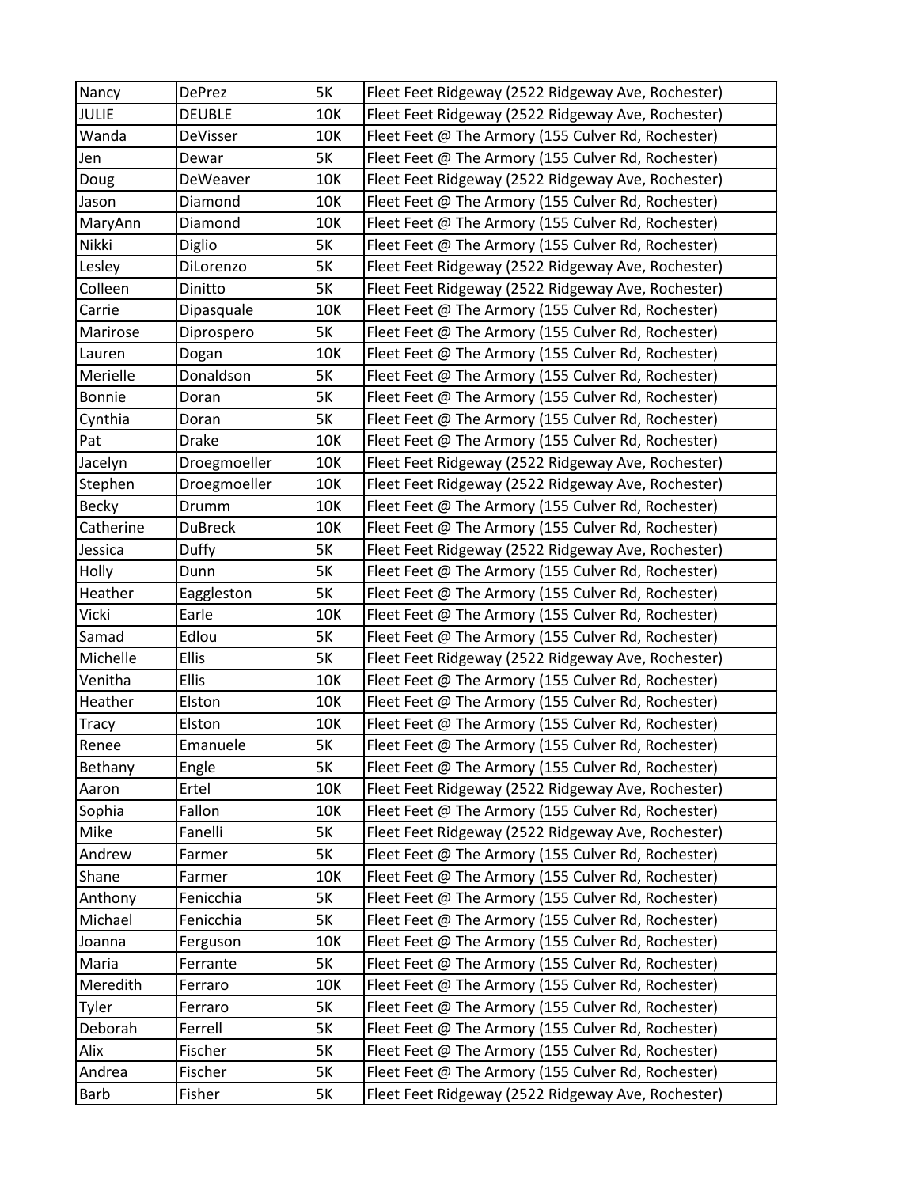| Nancy | DePrez | 5K | Fleet Feet Ridgeway (2522 Ridgeway Ave, Rochester) |
|---|---|---|---|
| JULIE | DEUBLE | 10K | Fleet Feet Ridgeway (2522 Ridgeway Ave, Rochester) |
| Wanda | DeVisser | 10K | Fleet Feet @ The Armory (155 Culver Rd, Rochester) |
| Jen | Dewar | 5K | Fleet Feet @ The Armory (155 Culver Rd, Rochester) |
| Doug | DeWeaver | 10K | Fleet Feet Ridgeway (2522 Ridgeway Ave, Rochester) |
| Jason | Diamond | 10K | Fleet Feet @ The Armory (155 Culver Rd, Rochester) |
| MaryAnn | Diamond | 10K | Fleet Feet @ The Armory (155 Culver Rd, Rochester) |
| Nikki | Diglio | 5K | Fleet Feet @ The Armory (155 Culver Rd, Rochester) |
| Lesley | DiLorenzo | 5K | Fleet Feet Ridgeway (2522 Ridgeway Ave, Rochester) |
| Colleen | Dinitto | 5K | Fleet Feet Ridgeway (2522 Ridgeway Ave, Rochester) |
| Carrie | Dipasquale | 10K | Fleet Feet @ The Armory (155 Culver Rd, Rochester) |
| Marirose | Diprospero | 5K | Fleet Feet @ The Armory (155 Culver Rd, Rochester) |
| Lauren | Dogan | 10K | Fleet Feet @ The Armory (155 Culver Rd, Rochester) |
| Merielle | Donaldson | 5K | Fleet Feet @ The Armory (155 Culver Rd, Rochester) |
| Bonnie | Doran | 5K | Fleet Feet @ The Armory (155 Culver Rd, Rochester) |
| Cynthia | Doran | 5K | Fleet Feet @ The Armory (155 Culver Rd, Rochester) |
| Pat | Drake | 10K | Fleet Feet @ The Armory (155 Culver Rd, Rochester) |
| Jacelyn | Droegmoeller | 10K | Fleet Feet Ridgeway (2522 Ridgeway Ave, Rochester) |
| Stephen | Droegmoeller | 10K | Fleet Feet Ridgeway (2522 Ridgeway Ave, Rochester) |
| Becky | Drumm | 10K | Fleet Feet @ The Armory (155 Culver Rd, Rochester) |
| Catherine | DuBreck | 10K | Fleet Feet @ The Armory (155 Culver Rd, Rochester) |
| Jessica | Duffy | 5K | Fleet Feet Ridgeway (2522 Ridgeway Ave, Rochester) |
| Holly | Dunn | 5K | Fleet Feet @ The Armory (155 Culver Rd, Rochester) |
| Heather | Eaggleston | 5K | Fleet Feet @ The Armory (155 Culver Rd, Rochester) |
| Vicki | Earle | 10K | Fleet Feet @ The Armory (155 Culver Rd, Rochester) |
| Samad | Edlou | 5K | Fleet Feet @ The Armory (155 Culver Rd, Rochester) |
| Michelle | Ellis | 5K | Fleet Feet Ridgeway (2522 Ridgeway Ave, Rochester) |
| Venitha | Ellis | 10K | Fleet Feet @ The Armory (155 Culver Rd, Rochester) |
| Heather | Elston | 10K | Fleet Feet @ The Armory (155 Culver Rd, Rochester) |
| Tracy | Elston | 10K | Fleet Feet @ The Armory (155 Culver Rd, Rochester) |
| Renee | Emanuele | 5K | Fleet Feet @ The Armory (155 Culver Rd, Rochester) |
| Bethany | Engle | 5K | Fleet Feet @ The Armory (155 Culver Rd, Rochester) |
| Aaron | Ertel | 10K | Fleet Feet Ridgeway (2522 Ridgeway Ave, Rochester) |
| Sophia | Fallon | 10K | Fleet Feet @ The Armory (155 Culver Rd, Rochester) |
| Mike | Fanelli | 5K | Fleet Feet Ridgeway (2522 Ridgeway Ave, Rochester) |
| Andrew | Farmer | 5K | Fleet Feet @ The Armory (155 Culver Rd, Rochester) |
| Shane | Farmer | 10K | Fleet Feet @ The Armory (155 Culver Rd, Rochester) |
| Anthony | Fenicchia | 5K | Fleet Feet @ The Armory (155 Culver Rd, Rochester) |
| Michael | Fenicchia | 5K | Fleet Feet @ The Armory (155 Culver Rd, Rochester) |
| Joanna | Ferguson | 10K | Fleet Feet @ The Armory (155 Culver Rd, Rochester) |
| Maria | Ferrante | 5K | Fleet Feet @ The Armory (155 Culver Rd, Rochester) |
| Meredith | Ferraro | 10K | Fleet Feet @ The Armory (155 Culver Rd, Rochester) |
| Tyler | Ferraro | 5K | Fleet Feet @ The Armory (155 Culver Rd, Rochester) |
| Deborah | Ferrell | 5K | Fleet Feet @ The Armory (155 Culver Rd, Rochester) |
| Alix | Fischer | 5K | Fleet Feet @ The Armory (155 Culver Rd, Rochester) |
| Andrea | Fischer | 5K | Fleet Feet @ The Armory (155 Culver Rd, Rochester) |
| Barb | Fisher | 5K | Fleet Feet Ridgeway (2522 Ridgeway Ave, Rochester) |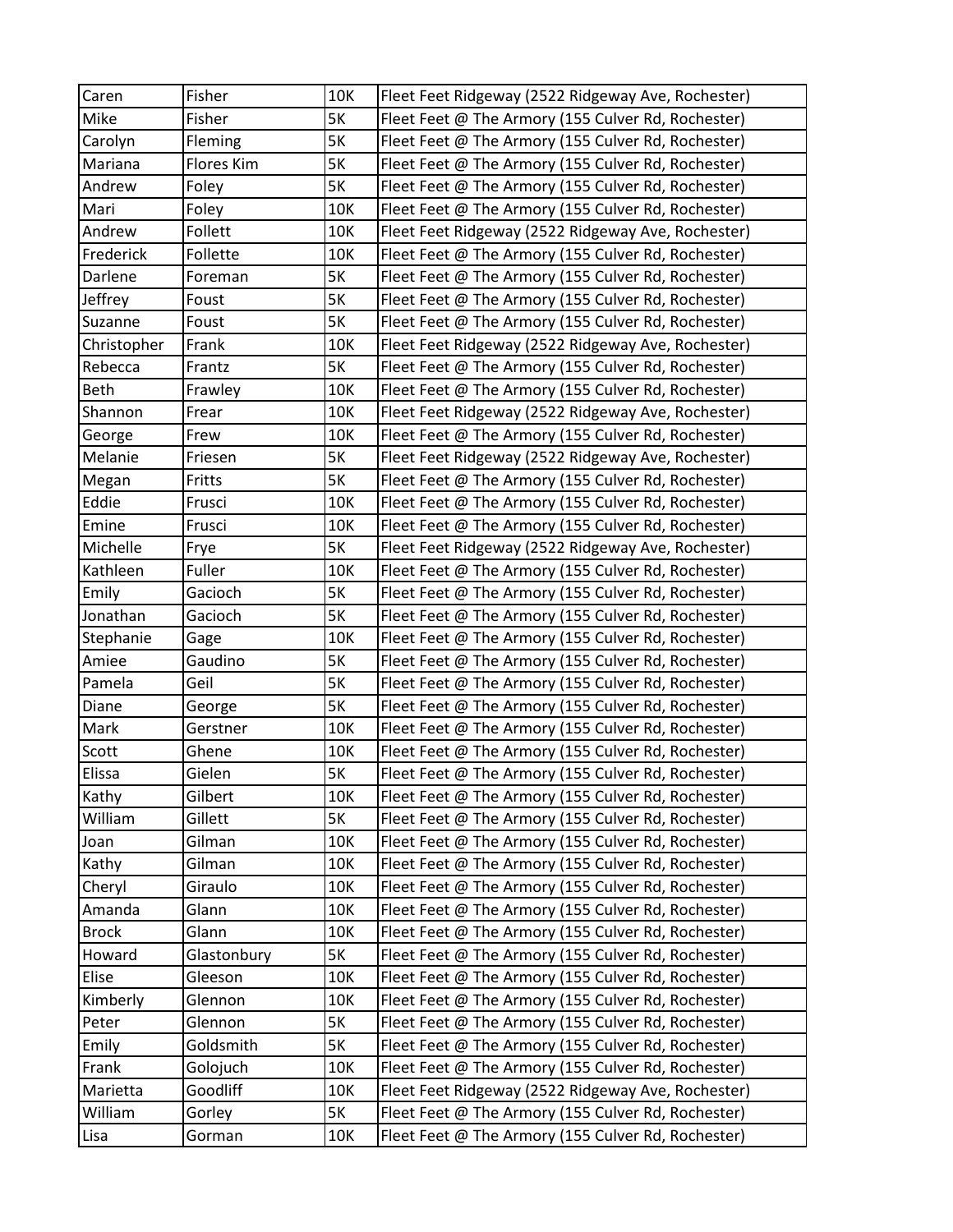| Caren | Fisher | 10K | Fleet Feet Ridgeway (2522 Ridgeway Ave, Rochester) |
|---|---|---|---|
| Mike | Fisher | 5K | Fleet Feet @ The Armory (155 Culver Rd, Rochester) |
| Carolyn | Fleming | 5K | Fleet Feet @ The Armory (155 Culver Rd, Rochester) |
| Mariana | Flores Kim | 5K | Fleet Feet @ The Armory (155 Culver Rd, Rochester) |
| Andrew | Foley | 5K | Fleet Feet @ The Armory (155 Culver Rd, Rochester) |
| Mari | Foley | 10K | Fleet Feet @ The Armory (155 Culver Rd, Rochester) |
| Andrew | Follett | 10K | Fleet Feet Ridgeway (2522 Ridgeway Ave, Rochester) |
| Frederick | Follette | 10K | Fleet Feet @ The Armory (155 Culver Rd, Rochester) |
| Darlene | Foreman | 5K | Fleet Feet @ The Armory (155 Culver Rd, Rochester) |
| Jeffrey | Foust | 5K | Fleet Feet @ The Armory (155 Culver Rd, Rochester) |
| Suzanne | Foust | 5K | Fleet Feet @ The Armory (155 Culver Rd, Rochester) |
| Christopher | Frank | 10K | Fleet Feet Ridgeway (2522 Ridgeway Ave, Rochester) |
| Rebecca | Frantz | 5K | Fleet Feet @ The Armory (155 Culver Rd, Rochester) |
| Beth | Frawley | 10K | Fleet Feet @ The Armory (155 Culver Rd, Rochester) |
| Shannon | Frear | 10K | Fleet Feet Ridgeway (2522 Ridgeway Ave, Rochester) |
| George | Frew | 10K | Fleet Feet @ The Armory (155 Culver Rd, Rochester) |
| Melanie | Friesen | 5K | Fleet Feet Ridgeway (2522 Ridgeway Ave, Rochester) |
| Megan | Fritts | 5K | Fleet Feet @ The Armory (155 Culver Rd, Rochester) |
| Eddie | Frusci | 10K | Fleet Feet @ The Armory (155 Culver Rd, Rochester) |
| Emine | Frusci | 10K | Fleet Feet @ The Armory (155 Culver Rd, Rochester) |
| Michelle | Frye | 5K | Fleet Feet Ridgeway (2522 Ridgeway Ave, Rochester) |
| Kathleen | Fuller | 10K | Fleet Feet @ The Armory (155 Culver Rd, Rochester) |
| Emily | Gacioch | 5K | Fleet Feet @ The Armory (155 Culver Rd, Rochester) |
| Jonathan | Gacioch | 5K | Fleet Feet @ The Armory (155 Culver Rd, Rochester) |
| Stephanie | Gage | 10K | Fleet Feet @ The Armory (155 Culver Rd, Rochester) |
| Amiee | Gaudino | 5K | Fleet Feet @ The Armory (155 Culver Rd, Rochester) |
| Pamela | Geil | 5K | Fleet Feet @ The Armory (155 Culver Rd, Rochester) |
| Diane | George | 5K | Fleet Feet @ The Armory (155 Culver Rd, Rochester) |
| Mark | Gerstner | 10K | Fleet Feet @ The Armory (155 Culver Rd, Rochester) |
| Scott | Ghene | 10K | Fleet Feet @ The Armory (155 Culver Rd, Rochester) |
| Elissa | Gielen | 5K | Fleet Feet @ The Armory (155 Culver Rd, Rochester) |
| Kathy | Gilbert | 10K | Fleet Feet @ The Armory (155 Culver Rd, Rochester) |
| William | Gillett | 5K | Fleet Feet @ The Armory (155 Culver Rd, Rochester) |
| Joan | Gilman | 10K | Fleet Feet @ The Armory (155 Culver Rd, Rochester) |
| Kathy | Gilman | 10K | Fleet Feet @ The Armory (155 Culver Rd, Rochester) |
| Cheryl | Giraulo | 10K | Fleet Feet @ The Armory (155 Culver Rd, Rochester) |
| Amanda | Glann | 10K | Fleet Feet @ The Armory (155 Culver Rd, Rochester) |
| Brock | Glann | 10K | Fleet Feet @ The Armory (155 Culver Rd, Rochester) |
| Howard | Glastonbury | 5K | Fleet Feet @ The Armory (155 Culver Rd, Rochester) |
| Elise | Gleeson | 10K | Fleet Feet @ The Armory (155 Culver Rd, Rochester) |
| Kimberly | Glennon | 10K | Fleet Feet @ The Armory (155 Culver Rd, Rochester) |
| Peter | Glennon | 5K | Fleet Feet @ The Armory (155 Culver Rd, Rochester) |
| Emily | Goldsmith | 5K | Fleet Feet @ The Armory (155 Culver Rd, Rochester) |
| Frank | Golojuch | 10K | Fleet Feet @ The Armory (155 Culver Rd, Rochester) |
| Marietta | Goodliff | 10K | Fleet Feet Ridgeway (2522 Ridgeway Ave, Rochester) |
| William | Gorley | 5K | Fleet Feet @ The Armory (155 Culver Rd, Rochester) |
| Lisa | Gorman | 10K | Fleet Feet @ The Armory (155 Culver Rd, Rochester) |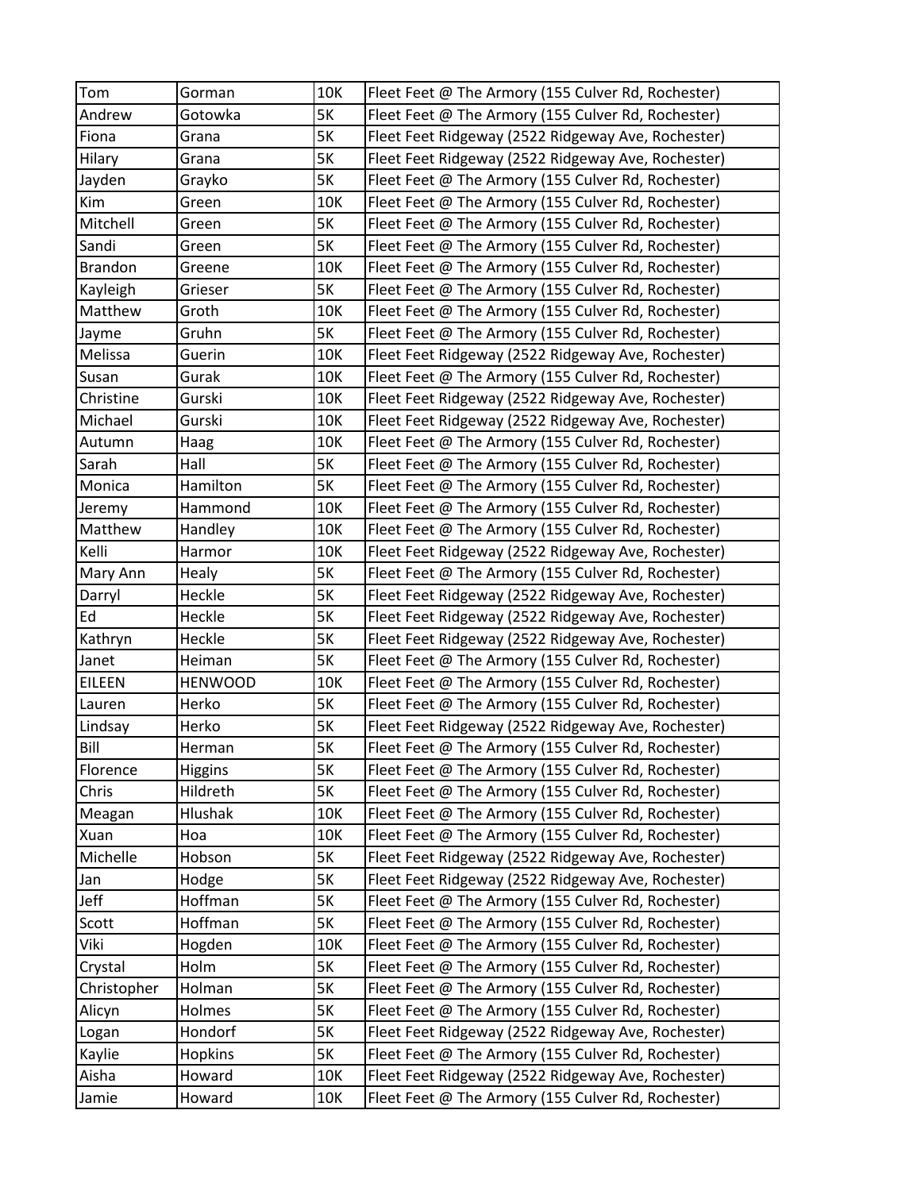| Tom | Gorman | 10K | Fleet Feet @ The Armory (155 Culver Rd, Rochester) |
|---|---|---|---|
| Andrew | Gotowka | 5K | Fleet Feet @ The Armory (155 Culver Rd, Rochester) |
| Fiona | Grana | 5K | Fleet Feet Ridgeway (2522 Ridgeway Ave, Rochester) |
| Hilary | Grana | 5K | Fleet Feet Ridgeway (2522 Ridgeway Ave, Rochester) |
| Jayden | Grayko | 5K | Fleet Feet @ The Armory (155 Culver Rd, Rochester) |
| Kim | Green | 10K | Fleet Feet @ The Armory (155 Culver Rd, Rochester) |
| Mitchell | Green | 5K | Fleet Feet @ The Armory (155 Culver Rd, Rochester) |
| Sandi | Green | 5K | Fleet Feet @ The Armory (155 Culver Rd, Rochester) |
| Brandon | Greene | 10K | Fleet Feet @ The Armory (155 Culver Rd, Rochester) |
| Kayleigh | Grieser | 5K | Fleet Feet @ The Armory (155 Culver Rd, Rochester) |
| Matthew | Groth | 10K | Fleet Feet @ The Armory (155 Culver Rd, Rochester) |
| Jayme | Gruhn | 5K | Fleet Feet @ The Armory (155 Culver Rd, Rochester) |
| Melissa | Guerin | 10K | Fleet Feet Ridgeway (2522 Ridgeway Ave, Rochester) |
| Susan | Gurak | 10K | Fleet Feet @ The Armory (155 Culver Rd, Rochester) |
| Christine | Gurski | 10K | Fleet Feet Ridgeway (2522 Ridgeway Ave, Rochester) |
| Michael | Gurski | 10K | Fleet Feet Ridgeway (2522 Ridgeway Ave, Rochester) |
| Autumn | Haag | 10K | Fleet Feet @ The Armory (155 Culver Rd, Rochester) |
| Sarah | Hall | 5K | Fleet Feet @ The Armory (155 Culver Rd, Rochester) |
| Monica | Hamilton | 5K | Fleet Feet @ The Armory (155 Culver Rd, Rochester) |
| Jeremy | Hammond | 10K | Fleet Feet @ The Armory (155 Culver Rd, Rochester) |
| Matthew | Handley | 10K | Fleet Feet @ The Armory (155 Culver Rd, Rochester) |
| Kelli | Harmor | 10K | Fleet Feet Ridgeway (2522 Ridgeway Ave, Rochester) |
| Mary Ann | Healy | 5K | Fleet Feet @ The Armory (155 Culver Rd, Rochester) |
| Darryl | Heckle | 5K | Fleet Feet Ridgeway (2522 Ridgeway Ave, Rochester) |
| Ed | Heckle | 5K | Fleet Feet Ridgeway (2522 Ridgeway Ave, Rochester) |
| Kathryn | Heckle | 5K | Fleet Feet Ridgeway (2522 Ridgeway Ave, Rochester) |
| Janet | Heiman | 5K | Fleet Feet @ The Armory (155 Culver Rd, Rochester) |
| EILEEN | HENWOOD | 10K | Fleet Feet @ The Armory (155 Culver Rd, Rochester) |
| Lauren | Herko | 5K | Fleet Feet @ The Armory (155 Culver Rd, Rochester) |
| Lindsay | Herko | 5K | Fleet Feet Ridgeway (2522 Ridgeway Ave, Rochester) |
| Bill | Herman | 5K | Fleet Feet @ The Armory (155 Culver Rd, Rochester) |
| Florence | Higgins | 5K | Fleet Feet @ The Armory (155 Culver Rd, Rochester) |
| Chris | Hildreth | 5K | Fleet Feet @ The Armory (155 Culver Rd, Rochester) |
| Meagan | Hlushak | 10K | Fleet Feet @ The Armory (155 Culver Rd, Rochester) |
| Xuan | Hoa | 10K | Fleet Feet @ The Armory (155 Culver Rd, Rochester) |
| Michelle | Hobson | 5K | Fleet Feet Ridgeway (2522 Ridgeway Ave, Rochester) |
| Jan | Hodge | 5K | Fleet Feet Ridgeway (2522 Ridgeway Ave, Rochester) |
| Jeff | Hoffman | 5K | Fleet Feet @ The Armory (155 Culver Rd, Rochester) |
| Scott | Hoffman | 5K | Fleet Feet @ The Armory (155 Culver Rd, Rochester) |
| Viki | Hogden | 10K | Fleet Feet @ The Armory (155 Culver Rd, Rochester) |
| Crystal | Holm | 5K | Fleet Feet @ The Armory (155 Culver Rd, Rochester) |
| Christopher | Holman | 5K | Fleet Feet @ The Armory (155 Culver Rd, Rochester) |
| Alicyn | Holmes | 5K | Fleet Feet @ The Armory (155 Culver Rd, Rochester) |
| Logan | Hondorf | 5K | Fleet Feet Ridgeway (2522 Ridgeway Ave, Rochester) |
| Kaylie | Hopkins | 5K | Fleet Feet @ The Armory (155 Culver Rd, Rochester) |
| Aisha | Howard | 10K | Fleet Feet Ridgeway (2522 Ridgeway Ave, Rochester) |
| Jamie | Howard | 10K | Fleet Feet @ The Armory (155 Culver Rd, Rochester) |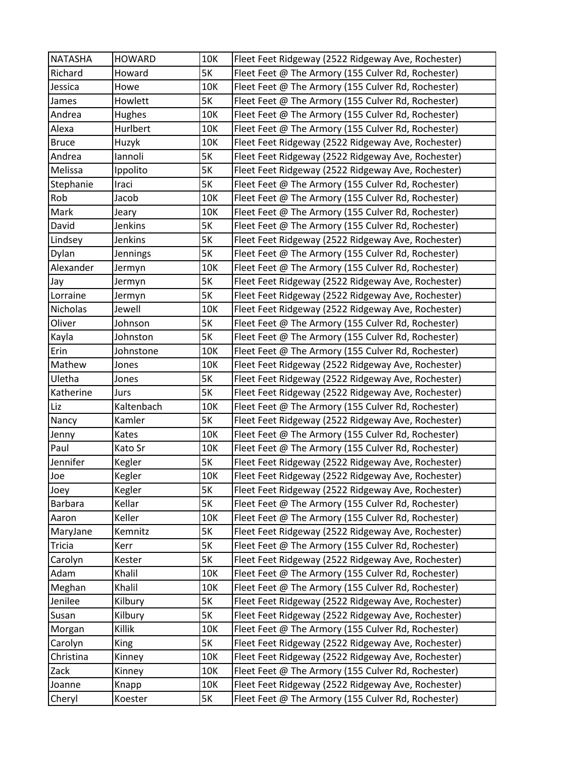| NATASHA | HOWARD | 10K | Fleet Feet Ridgeway (2522 Ridgeway Ave, Rochester) |
|---|---|---|---|
| Richard | Howard | 5K | Fleet Feet @ The Armory (155 Culver Rd, Rochester) |
| Jessica | Howe | 10K | Fleet Feet @ The Armory (155 Culver Rd, Rochester) |
| James | Howlett | 5K | Fleet Feet @ The Armory (155 Culver Rd, Rochester) |
| Andrea | Hughes | 10K | Fleet Feet @ The Armory (155 Culver Rd, Rochester) |
| Alexa | Hurlbert | 10K | Fleet Feet @ The Armory (155 Culver Rd, Rochester) |
| Bruce | Huzyk | 10K | Fleet Feet Ridgeway (2522 Ridgeway Ave, Rochester) |
| Andrea | Iannoli | 5K | Fleet Feet Ridgeway (2522 Ridgeway Ave, Rochester) |
| Melissa | Ippolito | 5K | Fleet Feet Ridgeway (2522 Ridgeway Ave, Rochester) |
| Stephanie | Iraci | 5K | Fleet Feet @ The Armory (155 Culver Rd, Rochester) |
| Rob | Jacob | 10K | Fleet Feet @ The Armory (155 Culver Rd, Rochester) |
| Mark | Jeary | 10K | Fleet Feet @ The Armory (155 Culver Rd, Rochester) |
| David | Jenkins | 5K | Fleet Feet @ The Armory (155 Culver Rd, Rochester) |
| Lindsey | Jenkins | 5K | Fleet Feet Ridgeway (2522 Ridgeway Ave, Rochester) |
| Dylan | Jennings | 5K | Fleet Feet @ The Armory (155 Culver Rd, Rochester) |
| Alexander | Jermyn | 10K | Fleet Feet @ The Armory (155 Culver Rd, Rochester) |
| Jay | Jermyn | 5K | Fleet Feet Ridgeway (2522 Ridgeway Ave, Rochester) |
| Lorraine | Jermyn | 5K | Fleet Feet Ridgeway (2522 Ridgeway Ave, Rochester) |
| Nicholas | Jewell | 10K | Fleet Feet Ridgeway (2522 Ridgeway Ave, Rochester) |
| Oliver | Johnson | 5K | Fleet Feet @ The Armory (155 Culver Rd, Rochester) |
| Kayla | Johnston | 5K | Fleet Feet @ The Armory (155 Culver Rd, Rochester) |
| Erin | Johnstone | 10K | Fleet Feet @ The Armory (155 Culver Rd, Rochester) |
| Mathew | Jones | 10K | Fleet Feet Ridgeway (2522 Ridgeway Ave, Rochester) |
| Uletha | Jones | 5K | Fleet Feet Ridgeway (2522 Ridgeway Ave, Rochester) |
| Katherine | Jurs | 5K | Fleet Feet Ridgeway (2522 Ridgeway Ave, Rochester) |
| Liz | Kaltenbach | 10K | Fleet Feet @ The Armory (155 Culver Rd, Rochester) |
| Nancy | Kamler | 5K | Fleet Feet Ridgeway (2522 Ridgeway Ave, Rochester) |
| Jenny | Kates | 10K | Fleet Feet @ The Armory (155 Culver Rd, Rochester) |
| Paul | Kato Sr | 10K | Fleet Feet @ The Armory (155 Culver Rd, Rochester) |
| Jennifer | Kegler | 5K | Fleet Feet Ridgeway (2522 Ridgeway Ave, Rochester) |
| Joe | Kegler | 10K | Fleet Feet Ridgeway (2522 Ridgeway Ave, Rochester) |
| Joey | Kegler | 5K | Fleet Feet Ridgeway (2522 Ridgeway Ave, Rochester) |
| Barbara | Kellar | 5K | Fleet Feet @ The Armory (155 Culver Rd, Rochester) |
| Aaron | Keller | 10K | Fleet Feet @ The Armory (155 Culver Rd, Rochester) |
| MaryJane | Kemnitz | 5K | Fleet Feet Ridgeway (2522 Ridgeway Ave, Rochester) |
| Tricia | Kerr | 5K | Fleet Feet @ The Armory (155 Culver Rd, Rochester) |
| Carolyn | Kester | 5K | Fleet Feet Ridgeway (2522 Ridgeway Ave, Rochester) |
| Adam | Khalil | 10K | Fleet Feet @ The Armory (155 Culver Rd, Rochester) |
| Meghan | Khalil | 10K | Fleet Feet @ The Armory (155 Culver Rd, Rochester) |
| Jenilee | Kilbury | 5K | Fleet Feet Ridgeway (2522 Ridgeway Ave, Rochester) |
| Susan | Kilbury | 5K | Fleet Feet Ridgeway (2522 Ridgeway Ave, Rochester) |
| Morgan | Killik | 10K | Fleet Feet @ The Armory (155 Culver Rd, Rochester) |
| Carolyn | King | 5K | Fleet Feet Ridgeway (2522 Ridgeway Ave, Rochester) |
| Christina | Kinney | 10K | Fleet Feet Ridgeway (2522 Ridgeway Ave, Rochester) |
| Zack | Kinney | 10K | Fleet Feet @ The Armory (155 Culver Rd, Rochester) |
| Joanne | Knapp | 10K | Fleet Feet Ridgeway (2522 Ridgeway Ave, Rochester) |
| Cheryl | Koester | 5K | Fleet Feet @ The Armory (155 Culver Rd, Rochester) |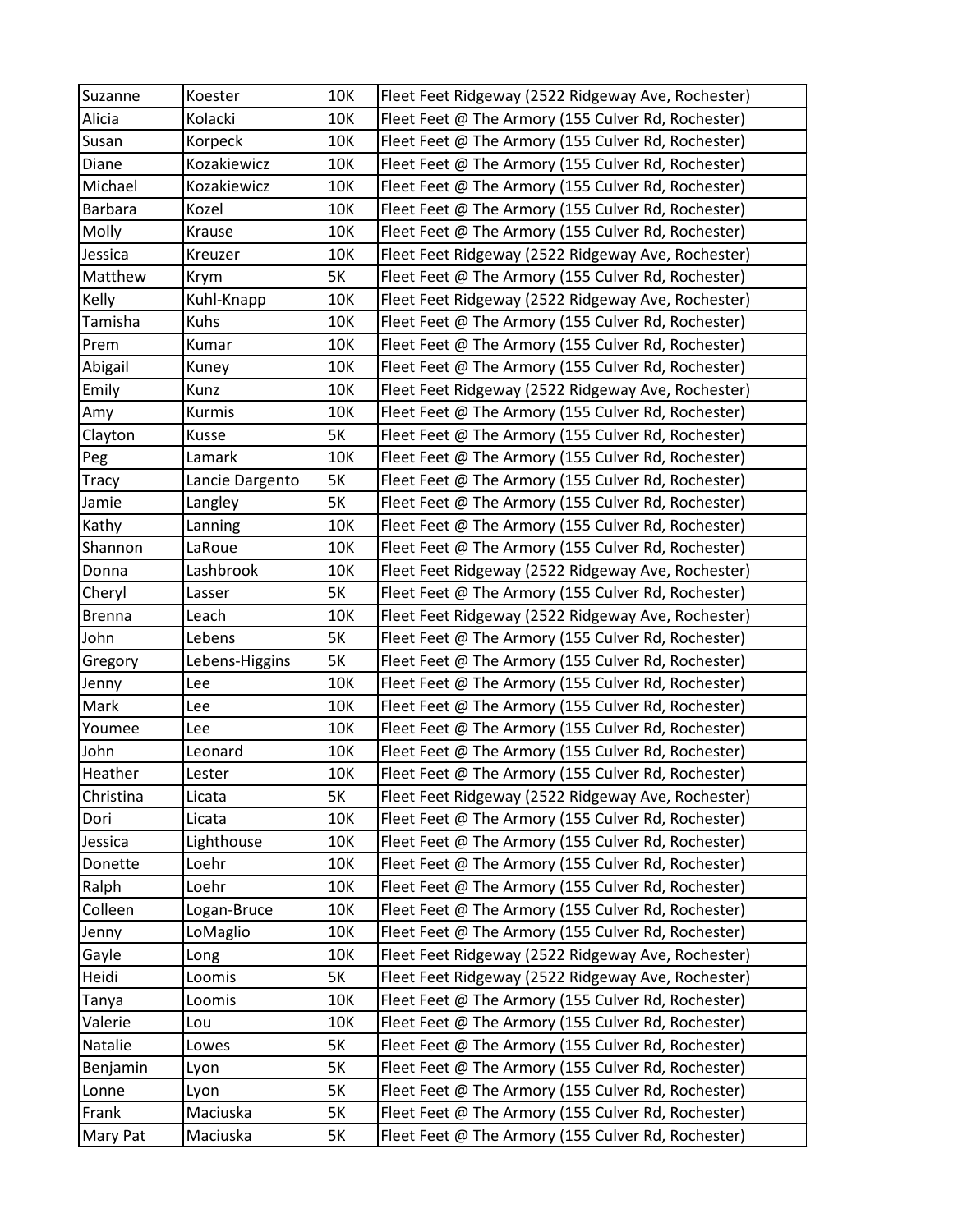| Suzanne | Koester | 10K | Fleet Feet Ridgeway (2522 Ridgeway Ave, Rochester) |
|---|---|---|---|
| Alicia | Kolacki | 10K | Fleet Feet @ The Armory (155 Culver Rd, Rochester) |
| Susan | Korpeck | 10K | Fleet Feet @ The Armory (155 Culver Rd, Rochester) |
| Diane | Kozakiewicz | 10K | Fleet Feet @ The Armory (155 Culver Rd, Rochester) |
| Michael | Kozakiewicz | 10K | Fleet Feet @ The Armory (155 Culver Rd, Rochester) |
| Barbara | Kozel | 10K | Fleet Feet @ The Armory (155 Culver Rd, Rochester) |
| Molly | Krause | 10K | Fleet Feet @ The Armory (155 Culver Rd, Rochester) |
| Jessica | Kreuzer | 10K | Fleet Feet Ridgeway (2522 Ridgeway Ave, Rochester) |
| Matthew | Krym | 5K | Fleet Feet @ The Armory (155 Culver Rd, Rochester) |
| Kelly | Kuhl-Knapp | 10K | Fleet Feet Ridgeway (2522 Ridgeway Ave, Rochester) |
| Tamisha | Kuhs | 10K | Fleet Feet @ The Armory (155 Culver Rd, Rochester) |
| Prem | Kumar | 10K | Fleet Feet @ The Armory (155 Culver Rd, Rochester) |
| Abigail | Kuney | 10K | Fleet Feet @ The Armory (155 Culver Rd, Rochester) |
| Emily | Kunz | 10K | Fleet Feet Ridgeway (2522 Ridgeway Ave, Rochester) |
| Amy | Kurmis | 10K | Fleet Feet @ The Armory (155 Culver Rd, Rochester) |
| Clayton | Kusse | 5K | Fleet Feet @ The Armory (155 Culver Rd, Rochester) |
| Peg | Lamark | 10K | Fleet Feet @ The Armory (155 Culver Rd, Rochester) |
| Tracy | Lancie Dargento | 5K | Fleet Feet @ The Armory (155 Culver Rd, Rochester) |
| Jamie | Langley | 5K | Fleet Feet @ The Armory (155 Culver Rd, Rochester) |
| Kathy | Lanning | 10K | Fleet Feet @ The Armory (155 Culver Rd, Rochester) |
| Shannon | LaRoue | 10K | Fleet Feet @ The Armory (155 Culver Rd, Rochester) |
| Donna | Lashbrook | 10K | Fleet Feet Ridgeway (2522 Ridgeway Ave, Rochester) |
| Cheryl | Lasser | 5K | Fleet Feet @ The Armory (155 Culver Rd, Rochester) |
| Brenna | Leach | 10K | Fleet Feet Ridgeway (2522 Ridgeway Ave, Rochester) |
| John | Lebens | 5K | Fleet Feet @ The Armory (155 Culver Rd, Rochester) |
| Gregory | Lebens-Higgins | 5K | Fleet Feet @ The Armory (155 Culver Rd, Rochester) |
| Jenny | Lee | 10K | Fleet Feet @ The Armory (155 Culver Rd, Rochester) |
| Mark | Lee | 10K | Fleet Feet @ The Armory (155 Culver Rd, Rochester) |
| Youmee | Lee | 10K | Fleet Feet @ The Armory (155 Culver Rd, Rochester) |
| John | Leonard | 10K | Fleet Feet @ The Armory (155 Culver Rd, Rochester) |
| Heather | Lester | 10K | Fleet Feet @ The Armory (155 Culver Rd, Rochester) |
| Christina | Licata | 5K | Fleet Feet Ridgeway (2522 Ridgeway Ave, Rochester) |
| Dori | Licata | 10K | Fleet Feet @ The Armory (155 Culver Rd, Rochester) |
| Jessica | Lighthouse | 10K | Fleet Feet @ The Armory (155 Culver Rd, Rochester) |
| Donette | Loehr | 10K | Fleet Feet @ The Armory (155 Culver Rd, Rochester) |
| Ralph | Loehr | 10K | Fleet Feet @ The Armory (155 Culver Rd, Rochester) |
| Colleen | Logan-Bruce | 10K | Fleet Feet @ The Armory (155 Culver Rd, Rochester) |
| Jenny | LoMaglio | 10K | Fleet Feet @ The Armory (155 Culver Rd, Rochester) |
| Gayle | Long | 10K | Fleet Feet Ridgeway (2522 Ridgeway Ave, Rochester) |
| Heidi | Loomis | 5K | Fleet Feet Ridgeway (2522 Ridgeway Ave, Rochester) |
| Tanya | Loomis | 10K | Fleet Feet @ The Armory (155 Culver Rd, Rochester) |
| Valerie | Lou | 10K | Fleet Feet @ The Armory (155 Culver Rd, Rochester) |
| Natalie | Lowes | 5K | Fleet Feet @ The Armory (155 Culver Rd, Rochester) |
| Benjamin | Lyon | 5K | Fleet Feet @ The Armory (155 Culver Rd, Rochester) |
| Lonne | Lyon | 5K | Fleet Feet @ The Armory (155 Culver Rd, Rochester) |
| Frank | Maciuska | 5K | Fleet Feet @ The Armory (155 Culver Rd, Rochester) |
| Mary Pat | Maciuska | 5K | Fleet Feet @ The Armory (155 Culver Rd, Rochester) |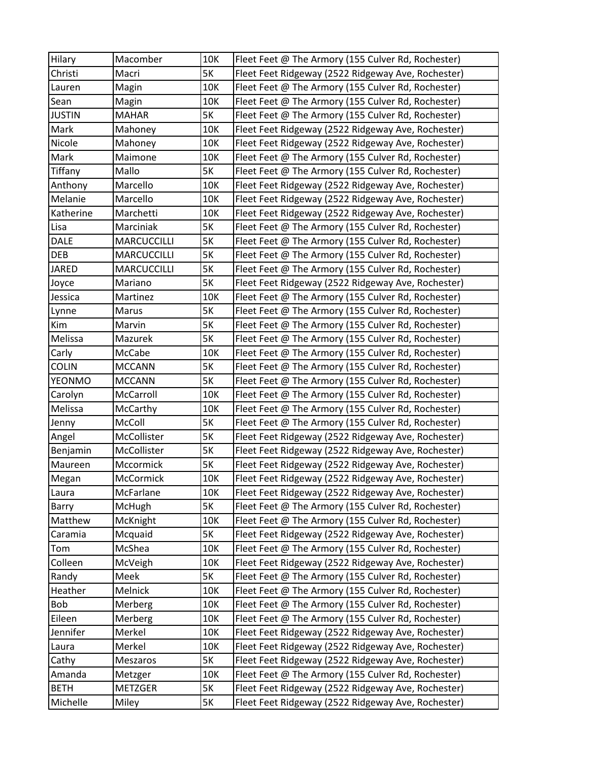| | | | |
|---|---|---|---|
| Hilary | Macomber | 10K | Fleet Feet @ The Armory (155 Culver Rd, Rochester) |
| Christi | Macri | 5K | Fleet Feet Ridgeway (2522 Ridgeway Ave, Rochester) |
| Lauren | Magin | 10K | Fleet Feet @ The Armory (155 Culver Rd, Rochester) |
| Sean | Magin | 10K | Fleet Feet @ The Armory (155 Culver Rd, Rochester) |
| JUSTIN | MAHAR | 5K | Fleet Feet @ The Armory (155 Culver Rd, Rochester) |
| Mark | Mahoney | 10K | Fleet Feet Ridgeway (2522 Ridgeway Ave, Rochester) |
| Nicole | Mahoney | 10K | Fleet Feet Ridgeway (2522 Ridgeway Ave, Rochester) |
| Mark | Maimone | 10K | Fleet Feet @ The Armory (155 Culver Rd, Rochester) |
| Tiffany | Mallo | 5K | Fleet Feet @ The Armory (155 Culver Rd, Rochester) |
| Anthony | Marcello | 10K | Fleet Feet Ridgeway (2522 Ridgeway Ave, Rochester) |
| Melanie | Marcello | 10K | Fleet Feet Ridgeway (2522 Ridgeway Ave, Rochester) |
| Katherine | Marchetti | 10K | Fleet Feet Ridgeway (2522 Ridgeway Ave, Rochester) |
| Lisa | Marciniak | 5K | Fleet Feet @ The Armory (155 Culver Rd, Rochester) |
| DALE | MARCUCCILLI | 5K | Fleet Feet @ The Armory (155 Culver Rd, Rochester) |
| DEB | MARCUCCILLI | 5K | Fleet Feet @ The Armory (155 Culver Rd, Rochester) |
| JARED | MARCUCCILLI | 5K | Fleet Feet @ The Armory (155 Culver Rd, Rochester) |
| Joyce | Mariano | 5K | Fleet Feet Ridgeway (2522 Ridgeway Ave, Rochester) |
| Jessica | Martinez | 10K | Fleet Feet @ The Armory (155 Culver Rd, Rochester) |
| Lynne | Marus | 5K | Fleet Feet @ The Armory (155 Culver Rd, Rochester) |
| Kim | Marvin | 5K | Fleet Feet @ The Armory (155 Culver Rd, Rochester) |
| Melissa | Mazurek | 5K | Fleet Feet @ The Armory (155 Culver Rd, Rochester) |
| Carly | McCabe | 10K | Fleet Feet @ The Armory (155 Culver Rd, Rochester) |
| COLIN | MCCANN | 5K | Fleet Feet @ The Armory (155 Culver Rd, Rochester) |
| YEONMO | MCCANN | 5K | Fleet Feet @ The Armory (155 Culver Rd, Rochester) |
| Carolyn | McCarroll | 10K | Fleet Feet @ The Armory (155 Culver Rd, Rochester) |
| Melissa | McCarthy | 10K | Fleet Feet @ The Armory (155 Culver Rd, Rochester) |
| Jenny | McColl | 5K | Fleet Feet @ The Armory (155 Culver Rd, Rochester) |
| Angel | McCollister | 5K | Fleet Feet Ridgeway (2522 Ridgeway Ave, Rochester) |
| Benjamin | McCollister | 5K | Fleet Feet Ridgeway (2522 Ridgeway Ave, Rochester) |
| Maureen | Mccormick | 5K | Fleet Feet Ridgeway (2522 Ridgeway Ave, Rochester) |
| Megan | McCormick | 10K | Fleet Feet Ridgeway (2522 Ridgeway Ave, Rochester) |
| Laura | McFarlane | 10K | Fleet Feet Ridgeway (2522 Ridgeway Ave, Rochester) |
| Barry | McHugh | 5K | Fleet Feet @ The Armory (155 Culver Rd, Rochester) |
| Matthew | McKnight | 10K | Fleet Feet @ The Armory (155 Culver Rd, Rochester) |
| Caramia | Mcquaid | 5K | Fleet Feet Ridgeway (2522 Ridgeway Ave, Rochester) |
| Tom | McShea | 10K | Fleet Feet @ The Armory (155 Culver Rd, Rochester) |
| Colleen | McVeigh | 10K | Fleet Feet Ridgeway (2522 Ridgeway Ave, Rochester) |
| Randy | Meek | 5K | Fleet Feet @ The Armory (155 Culver Rd, Rochester) |
| Heather | Melnick | 10K | Fleet Feet @ The Armory (155 Culver Rd, Rochester) |
| Bob | Merberg | 10K | Fleet Feet @ The Armory (155 Culver Rd, Rochester) |
| Eileen | Merberg | 10K | Fleet Feet @ The Armory (155 Culver Rd, Rochester) |
| Jennifer | Merkel | 10K | Fleet Feet Ridgeway (2522 Ridgeway Ave, Rochester) |
| Laura | Merkel | 10K | Fleet Feet Ridgeway (2522 Ridgeway Ave, Rochester) |
| Cathy | Meszaros | 5K | Fleet Feet Ridgeway (2522 Ridgeway Ave, Rochester) |
| Amanda | Metzger | 10K | Fleet Feet @ The Armory (155 Culver Rd, Rochester) |
| BETH | METZGER | 5K | Fleet Feet Ridgeway (2522 Ridgeway Ave, Rochester) |
| Michelle | Miley | 5K | Fleet Feet Ridgeway (2522 Ridgeway Ave, Rochester) |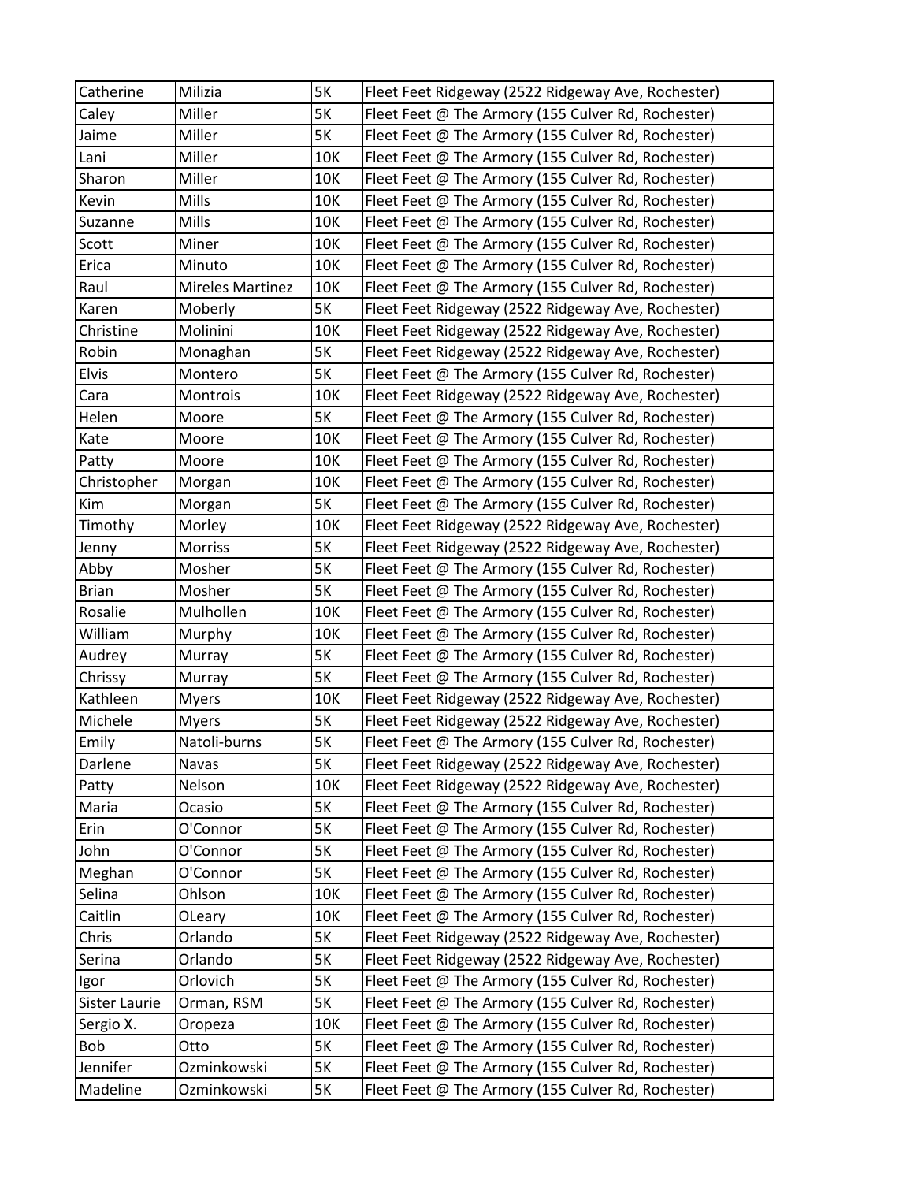| Catherine | Milizia | 5K | Fleet Feet Ridgeway (2522 Ridgeway Ave, Rochester) |
|---|---|---|---|
| Caley | Miller | 5K | Fleet Feet @ The Armory (155 Culver Rd, Rochester) |
| Jaime | Miller | 5K | Fleet Feet @ The Armory (155 Culver Rd, Rochester) |
| Lani | Miller | 10K | Fleet Feet @ The Armory (155 Culver Rd, Rochester) |
| Sharon | Miller | 10K | Fleet Feet @ The Armory (155 Culver Rd, Rochester) |
| Kevin | Mills | 10K | Fleet Feet @ The Armory (155 Culver Rd, Rochester) |
| Suzanne | Mills | 10K | Fleet Feet @ The Armory (155 Culver Rd, Rochester) |
| Scott | Miner | 10K | Fleet Feet @ The Armory (155 Culver Rd, Rochester) |
| Erica | Minuto | 10K | Fleet Feet @ The Armory (155 Culver Rd, Rochester) |
| Raul | Mireles Martinez | 10K | Fleet Feet @ The Armory (155 Culver Rd, Rochester) |
| Karen | Moberly | 5K | Fleet Feet Ridgeway (2522 Ridgeway Ave, Rochester) |
| Christine | Molinini | 10K | Fleet Feet Ridgeway (2522 Ridgeway Ave, Rochester) |
| Robin | Monaghan | 5K | Fleet Feet Ridgeway (2522 Ridgeway Ave, Rochester) |
| Elvis | Montero | 5K | Fleet Feet @ The Armory (155 Culver Rd, Rochester) |
| Cara | Montrois | 10K | Fleet Feet Ridgeway (2522 Ridgeway Ave, Rochester) |
| Helen | Moore | 5K | Fleet Feet @ The Armory (155 Culver Rd, Rochester) |
| Kate | Moore | 10K | Fleet Feet @ The Armory (155 Culver Rd, Rochester) |
| Patty | Moore | 10K | Fleet Feet @ The Armory (155 Culver Rd, Rochester) |
| Christopher | Morgan | 10K | Fleet Feet @ The Armory (155 Culver Rd, Rochester) |
| Kim | Morgan | 5K | Fleet Feet @ The Armory (155 Culver Rd, Rochester) |
| Timothy | Morley | 10K | Fleet Feet Ridgeway (2522 Ridgeway Ave, Rochester) |
| Jenny | Morriss | 5K | Fleet Feet Ridgeway (2522 Ridgeway Ave, Rochester) |
| Abby | Mosher | 5K | Fleet Feet @ The Armory (155 Culver Rd, Rochester) |
| Brian | Mosher | 5K | Fleet Feet @ The Armory (155 Culver Rd, Rochester) |
| Rosalie | Mulhollen | 10K | Fleet Feet @ The Armory (155 Culver Rd, Rochester) |
| William | Murphy | 10K | Fleet Feet @ The Armory (155 Culver Rd, Rochester) |
| Audrey | Murray | 5K | Fleet Feet @ The Armory (155 Culver Rd, Rochester) |
| Chrissy | Murray | 5K | Fleet Feet @ The Armory (155 Culver Rd, Rochester) |
| Kathleen | Myers | 10K | Fleet Feet Ridgeway (2522 Ridgeway Ave, Rochester) |
| Michele | Myers | 5K | Fleet Feet Ridgeway (2522 Ridgeway Ave, Rochester) |
| Emily | Natoli-burns | 5K | Fleet Feet @ The Armory (155 Culver Rd, Rochester) |
| Darlene | Navas | 5K | Fleet Feet Ridgeway (2522 Ridgeway Ave, Rochester) |
| Patty | Nelson | 10K | Fleet Feet Ridgeway (2522 Ridgeway Ave, Rochester) |
| Maria | Ocasio | 5K | Fleet Feet @ The Armory (155 Culver Rd, Rochester) |
| Erin | O'Connor | 5K | Fleet Feet @ The Armory (155 Culver Rd, Rochester) |
| John | O'Connor | 5K | Fleet Feet @ The Armory (155 Culver Rd, Rochester) |
| Meghan | O'Connor | 5K | Fleet Feet @ The Armory (155 Culver Rd, Rochester) |
| Selina | Ohlson | 10K | Fleet Feet @ The Armory (155 Culver Rd, Rochester) |
| Caitlin | OLeary | 10K | Fleet Feet @ The Armory (155 Culver Rd, Rochester) |
| Chris | Orlando | 5K | Fleet Feet Ridgeway (2522 Ridgeway Ave, Rochester) |
| Serina | Orlando | 5K | Fleet Feet Ridgeway (2522 Ridgeway Ave, Rochester) |
| Igor | Orlovich | 5K | Fleet Feet @ The Armory (155 Culver Rd, Rochester) |
| Sister Laurie | Orman, RSM | 5K | Fleet Feet @ The Armory (155 Culver Rd, Rochester) |
| Sergio X. | Oropeza | 10K | Fleet Feet @ The Armory (155 Culver Rd, Rochester) |
| Bob | Otto | 5K | Fleet Feet @ The Armory (155 Culver Rd, Rochester) |
| Jennifer | Ozminkowski | 5K | Fleet Feet @ The Armory (155 Culver Rd, Rochester) |
| Madeline | Ozminkowski | 5K | Fleet Feet @ The Armory (155 Culver Rd, Rochester) |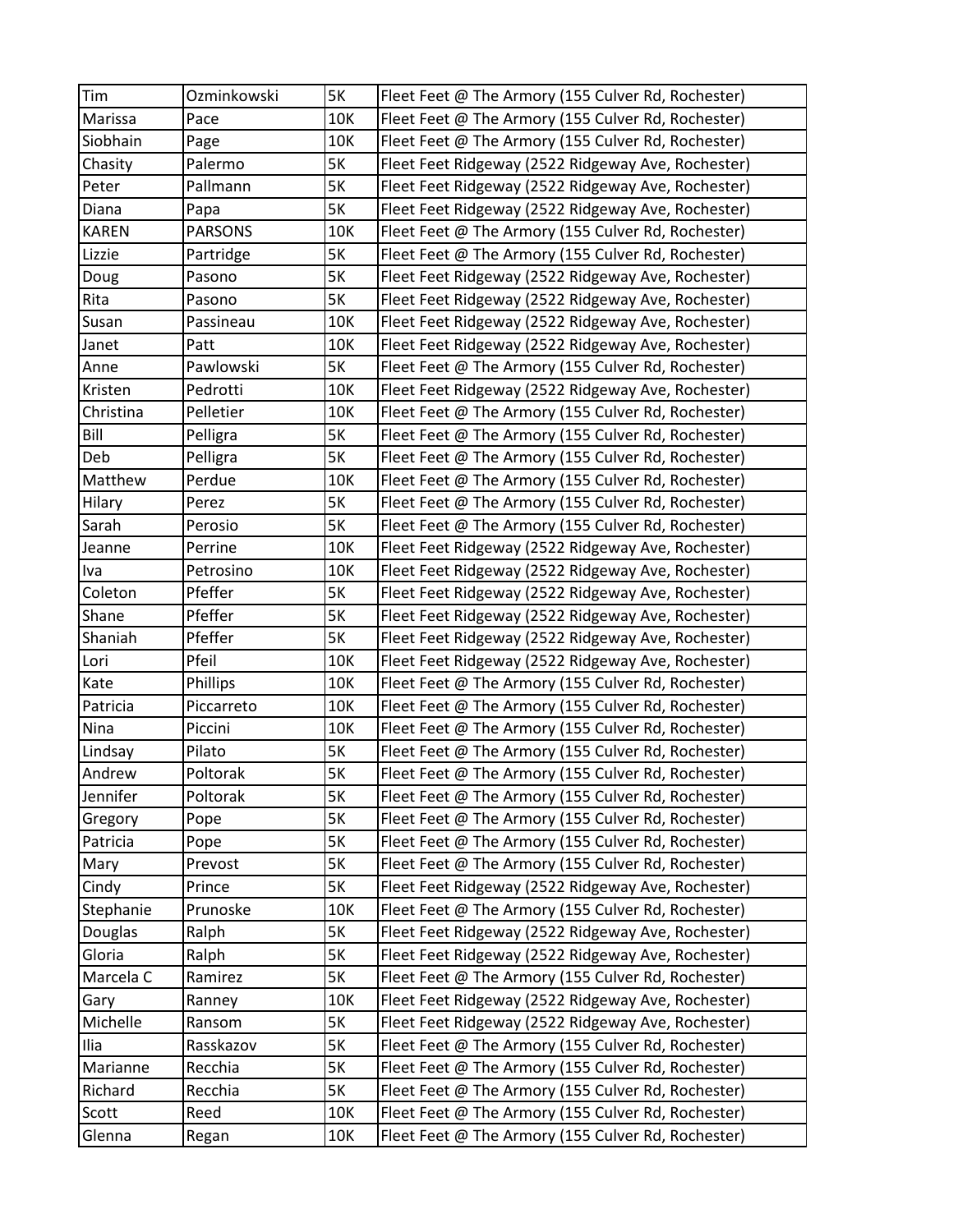| Tim | Ozminkowski | 5K | Fleet Feet @ The Armory (155 Culver Rd, Rochester) |
|---|---|---|---|
| Marissa | Pace | 10K | Fleet Feet @ The Armory (155 Culver Rd, Rochester) |
| Siobhain | Page | 10K | Fleet Feet @ The Armory (155 Culver Rd, Rochester) |
| Chasity | Palermo | 5K | Fleet Feet Ridgeway (2522 Ridgeway Ave, Rochester) |
| Peter | Pallmann | 5K | Fleet Feet Ridgeway (2522 Ridgeway Ave, Rochester) |
| Diana | Papa | 5K | Fleet Feet Ridgeway (2522 Ridgeway Ave, Rochester) |
| KAREN | PARSONS | 10K | Fleet Feet @ The Armory (155 Culver Rd, Rochester) |
| Lizzie | Partridge | 5K | Fleet Feet @ The Armory (155 Culver Rd, Rochester) |
| Doug | Pasono | 5K | Fleet Feet Ridgeway (2522 Ridgeway Ave, Rochester) |
| Rita | Pasono | 5K | Fleet Feet Ridgeway (2522 Ridgeway Ave, Rochester) |
| Susan | Passineau | 10K | Fleet Feet Ridgeway (2522 Ridgeway Ave, Rochester) |
| Janet | Patt | 10K | Fleet Feet Ridgeway (2522 Ridgeway Ave, Rochester) |
| Anne | Pawlowski | 5K | Fleet Feet @ The Armory (155 Culver Rd, Rochester) |
| Kristen | Pedrotti | 10K | Fleet Feet Ridgeway (2522 Ridgeway Ave, Rochester) |
| Christina | Pelletier | 10K | Fleet Feet @ The Armory (155 Culver Rd, Rochester) |
| Bill | Pelligra | 5K | Fleet Feet @ The Armory (155 Culver Rd, Rochester) |
| Deb | Pelligra | 5K | Fleet Feet @ The Armory (155 Culver Rd, Rochester) |
| Matthew | Perdue | 10K | Fleet Feet @ The Armory (155 Culver Rd, Rochester) |
| Hilary | Perez | 5K | Fleet Feet @ The Armory (155 Culver Rd, Rochester) |
| Sarah | Perosio | 5K | Fleet Feet @ The Armory (155 Culver Rd, Rochester) |
| Jeanne | Perrine | 10K | Fleet Feet Ridgeway (2522 Ridgeway Ave, Rochester) |
| Iva | Petrosino | 10K | Fleet Feet Ridgeway (2522 Ridgeway Ave, Rochester) |
| Coleton | Pfeffer | 5K | Fleet Feet Ridgeway (2522 Ridgeway Ave, Rochester) |
| Shane | Pfeffer | 5K | Fleet Feet Ridgeway (2522 Ridgeway Ave, Rochester) |
| Shaniah | Pfeffer | 5K | Fleet Feet Ridgeway (2522 Ridgeway Ave, Rochester) |
| Lori | Pfeil | 10K | Fleet Feet Ridgeway (2522 Ridgeway Ave, Rochester) |
| Kate | Phillips | 10K | Fleet Feet @ The Armory (155 Culver Rd, Rochester) |
| Patricia | Piccarreto | 10K | Fleet Feet @ The Armory (155 Culver Rd, Rochester) |
| Nina | Piccini | 10K | Fleet Feet @ The Armory (155 Culver Rd, Rochester) |
| Lindsay | Pilato | 5K | Fleet Feet @ The Armory (155 Culver Rd, Rochester) |
| Andrew | Poltorak | 5K | Fleet Feet @ The Armory (155 Culver Rd, Rochester) |
| Jennifer | Poltorak | 5K | Fleet Feet @ The Armory (155 Culver Rd, Rochester) |
| Gregory | Pope | 5K | Fleet Feet @ The Armory (155 Culver Rd, Rochester) |
| Patricia | Pope | 5K | Fleet Feet @ The Armory (155 Culver Rd, Rochester) |
| Mary | Prevost | 5K | Fleet Feet @ The Armory (155 Culver Rd, Rochester) |
| Cindy | Prince | 5K | Fleet Feet Ridgeway (2522 Ridgeway Ave, Rochester) |
| Stephanie | Prunoske | 10K | Fleet Feet @ The Armory (155 Culver Rd, Rochester) |
| Douglas | Ralph | 5K | Fleet Feet Ridgeway (2522 Ridgeway Ave, Rochester) |
| Gloria | Ralph | 5K | Fleet Feet Ridgeway (2522 Ridgeway Ave, Rochester) |
| Marcela C | Ramirez | 5K | Fleet Feet @ The Armory (155 Culver Rd, Rochester) |
| Gary | Ranney | 10K | Fleet Feet Ridgeway (2522 Ridgeway Ave, Rochester) |
| Michelle | Ransom | 5K | Fleet Feet Ridgeway (2522 Ridgeway Ave, Rochester) |
| Ilia | Rasskazov | 5K | Fleet Feet @ The Armory (155 Culver Rd, Rochester) |
| Marianne | Recchia | 5K | Fleet Feet @ The Armory (155 Culver Rd, Rochester) |
| Richard | Recchia | 5K | Fleet Feet @ The Armory (155 Culver Rd, Rochester) |
| Scott | Reed | 10K | Fleet Feet @ The Armory (155 Culver Rd, Rochester) |
| Glenna | Regan | 10K | Fleet Feet @ The Armory (155 Culver Rd, Rochester) |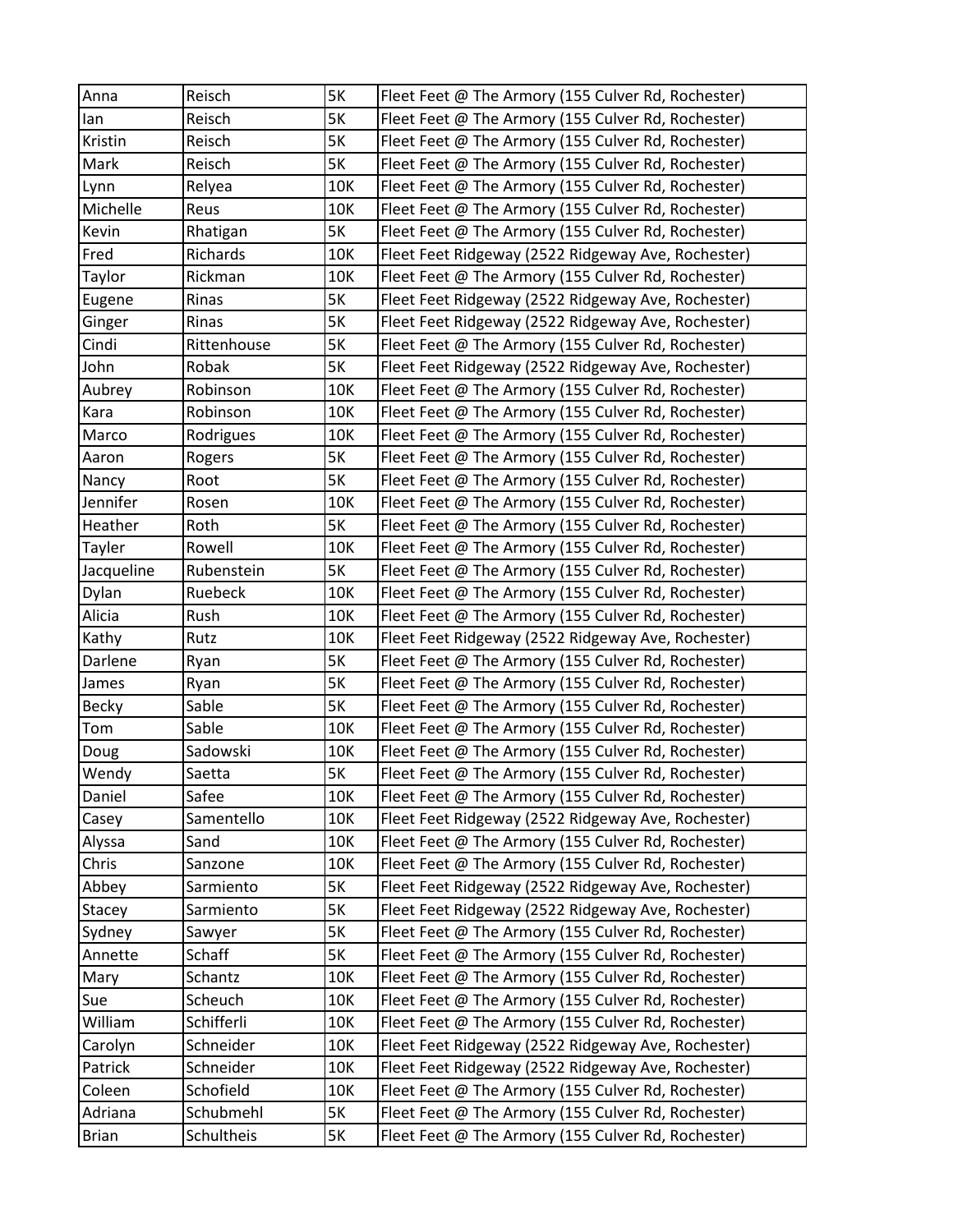| Anna | Reisch | 5K | Fleet Feet @ The Armory (155 Culver Rd, Rochester) |
|---|---|---|---|
| Ian | Reisch | 5K | Fleet Feet @ The Armory (155 Culver Rd, Rochester) |
| Kristin | Reisch | 5K | Fleet Feet @ The Armory (155 Culver Rd, Rochester) |
| Mark | Reisch | 5K | Fleet Feet @ The Armory (155 Culver Rd, Rochester) |
| Lynn | Relyea | 10K | Fleet Feet @ The Armory (155 Culver Rd, Rochester) |
| Michelle | Reus | 10K | Fleet Feet @ The Armory (155 Culver Rd, Rochester) |
| Kevin | Rhatigan | 5K | Fleet Feet @ The Armory (155 Culver Rd, Rochester) |
| Fred | Richards | 10K | Fleet Feet Ridgeway (2522 Ridgeway Ave, Rochester) |
| Taylor | Rickman | 10K | Fleet Feet @ The Armory (155 Culver Rd, Rochester) |
| Eugene | Rinas | 5K | Fleet Feet Ridgeway (2522 Ridgeway Ave, Rochester) |
| Ginger | Rinas | 5K | Fleet Feet Ridgeway (2522 Ridgeway Ave, Rochester) |
| Cindi | Rittenhouse | 5K | Fleet Feet @ The Armory (155 Culver Rd, Rochester) |
| John | Robak | 5K | Fleet Feet Ridgeway (2522 Ridgeway Ave, Rochester) |
| Aubrey | Robinson | 10K | Fleet Feet @ The Armory (155 Culver Rd, Rochester) |
| Kara | Robinson | 10K | Fleet Feet @ The Armory (155 Culver Rd, Rochester) |
| Marco | Rodrigues | 10K | Fleet Feet @ The Armory (155 Culver Rd, Rochester) |
| Aaron | Rogers | 5K | Fleet Feet @ The Armory (155 Culver Rd, Rochester) |
| Nancy | Root | 5K | Fleet Feet @ The Armory (155 Culver Rd, Rochester) |
| Jennifer | Rosen | 10K | Fleet Feet @ The Armory (155 Culver Rd, Rochester) |
| Heather | Roth | 5K | Fleet Feet @ The Armory (155 Culver Rd, Rochester) |
| Tayler | Rowell | 10K | Fleet Feet @ The Armory (155 Culver Rd, Rochester) |
| Jacqueline | Rubenstein | 5K | Fleet Feet @ The Armory (155 Culver Rd, Rochester) |
| Dylan | Ruebeck | 10K | Fleet Feet @ The Armory (155 Culver Rd, Rochester) |
| Alicia | Rush | 10K | Fleet Feet @ The Armory (155 Culver Rd, Rochester) |
| Kathy | Rutz | 10K | Fleet Feet Ridgeway (2522 Ridgeway Ave, Rochester) |
| Darlene | Ryan | 5K | Fleet Feet @ The Armory (155 Culver Rd, Rochester) |
| James | Ryan | 5K | Fleet Feet @ The Armory (155 Culver Rd, Rochester) |
| Becky | Sable | 5K | Fleet Feet @ The Armory (155 Culver Rd, Rochester) |
| Tom | Sable | 10K | Fleet Feet @ The Armory (155 Culver Rd, Rochester) |
| Doug | Sadowski | 10K | Fleet Feet @ The Armory (155 Culver Rd, Rochester) |
| Wendy | Saetta | 5K | Fleet Feet @ The Armory (155 Culver Rd, Rochester) |
| Daniel | Safee | 10K | Fleet Feet @ The Armory (155 Culver Rd, Rochester) |
| Casey | Samentello | 10K | Fleet Feet Ridgeway (2522 Ridgeway Ave, Rochester) |
| Alyssa | Sand | 10K | Fleet Feet @ The Armory (155 Culver Rd, Rochester) |
| Chris | Sanzone | 10K | Fleet Feet @ The Armory (155 Culver Rd, Rochester) |
| Abbey | Sarmiento | 5K | Fleet Feet Ridgeway (2522 Ridgeway Ave, Rochester) |
| Stacey | Sarmiento | 5K | Fleet Feet Ridgeway (2522 Ridgeway Ave, Rochester) |
| Sydney | Sawyer | 5K | Fleet Feet @ The Armory (155 Culver Rd, Rochester) |
| Annette | Schaff | 5K | Fleet Feet @ The Armory (155 Culver Rd, Rochester) |
| Mary | Schantz | 10K | Fleet Feet @ The Armory (155 Culver Rd, Rochester) |
| Sue | Scheuch | 10K | Fleet Feet @ The Armory (155 Culver Rd, Rochester) |
| William | Schifferli | 10K | Fleet Feet @ The Armory (155 Culver Rd, Rochester) |
| Carolyn | Schneider | 10K | Fleet Feet Ridgeway (2522 Ridgeway Ave, Rochester) |
| Patrick | Schneider | 10K | Fleet Feet Ridgeway (2522 Ridgeway Ave, Rochester) |
| Coleen | Schofield | 10K | Fleet Feet @ The Armory (155 Culver Rd, Rochester) |
| Adriana | Schubmehl | 5K | Fleet Feet @ The Armory (155 Culver Rd, Rochester) |
| Brian | Schultheis | 5K | Fleet Feet @ The Armory (155 Culver Rd, Rochester) |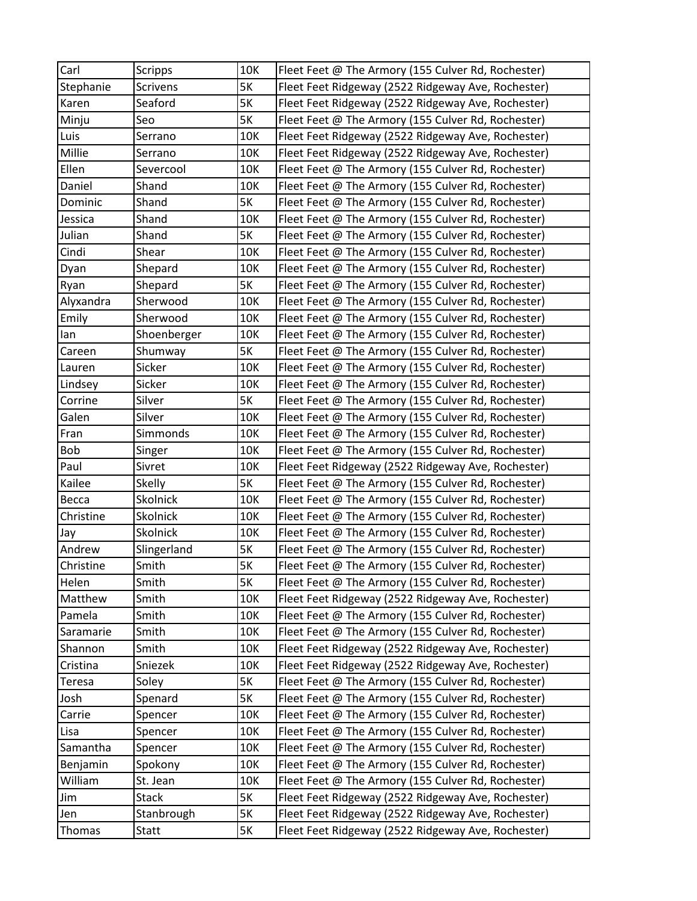| Carl | Scripps | 10K | Fleet Feet @ The Armory (155 Culver Rd, Rochester) |
|---|---|---|---|
| Stephanie | Scrivens | 5K | Fleet Feet Ridgeway (2522 Ridgeway Ave, Rochester) |
| Karen | Seaford | 5K | Fleet Feet Ridgeway (2522 Ridgeway Ave, Rochester) |
| Minju | Seo | 5K | Fleet Feet @ The Armory (155 Culver Rd, Rochester) |
| Luis | Serrano | 10K | Fleet Feet Ridgeway (2522 Ridgeway Ave, Rochester) |
| Millie | Serrano | 10K | Fleet Feet Ridgeway (2522 Ridgeway Ave, Rochester) |
| Ellen | Severcool | 10K | Fleet Feet @ The Armory (155 Culver Rd, Rochester) |
| Daniel | Shand | 10K | Fleet Feet @ The Armory (155 Culver Rd, Rochester) |
| Dominic | Shand | 5K | Fleet Feet @ The Armory (155 Culver Rd, Rochester) |
| Jessica | Shand | 10K | Fleet Feet @ The Armory (155 Culver Rd, Rochester) |
| Julian | Shand | 5K | Fleet Feet @ The Armory (155 Culver Rd, Rochester) |
| Cindi | Shear | 10K | Fleet Feet @ The Armory (155 Culver Rd, Rochester) |
| Dyan | Shepard | 10K | Fleet Feet @ The Armory (155 Culver Rd, Rochester) |
| Ryan | Shepard | 5K | Fleet Feet @ The Armory (155 Culver Rd, Rochester) |
| Alyxandra | Sherwood | 10K | Fleet Feet @ The Armory (155 Culver Rd, Rochester) |
| Emily | Sherwood | 10K | Fleet Feet @ The Armory (155 Culver Rd, Rochester) |
| Ian | Shoenberger | 10K | Fleet Feet @ The Armory (155 Culver Rd, Rochester) |
| Careen | Shumway | 5K | Fleet Feet @ The Armory (155 Culver Rd, Rochester) |
| Lauren | Sicker | 10K | Fleet Feet @ The Armory (155 Culver Rd, Rochester) |
| Lindsey | Sicker | 10K | Fleet Feet @ The Armory (155 Culver Rd, Rochester) |
| Corrine | Silver | 5K | Fleet Feet @ The Armory (155 Culver Rd, Rochester) |
| Galen | Silver | 10K | Fleet Feet @ The Armory (155 Culver Rd, Rochester) |
| Fran | Simmonds | 10K | Fleet Feet @ The Armory (155 Culver Rd, Rochester) |
| Bob | Singer | 10K | Fleet Feet @ The Armory (155 Culver Rd, Rochester) |
| Paul | Sivret | 10K | Fleet Feet Ridgeway (2522 Ridgeway Ave, Rochester) |
| Kailee | Skelly | 5K | Fleet Feet @ The Armory (155 Culver Rd, Rochester) |
| Becca | Skolnick | 10K | Fleet Feet @ The Armory (155 Culver Rd, Rochester) |
| Christine | Skolnick | 10K | Fleet Feet @ The Armory (155 Culver Rd, Rochester) |
| Jay | Skolnick | 10K | Fleet Feet @ The Armory (155 Culver Rd, Rochester) |
| Andrew | Slingerland | 5K | Fleet Feet @ The Armory (155 Culver Rd, Rochester) |
| Christine | Smith | 5K | Fleet Feet @ The Armory (155 Culver Rd, Rochester) |
| Helen | Smith | 5K | Fleet Feet @ The Armory (155 Culver Rd, Rochester) |
| Matthew | Smith | 10K | Fleet Feet Ridgeway (2522 Ridgeway Ave, Rochester) |
| Pamela | Smith | 10K | Fleet Feet @ The Armory (155 Culver Rd, Rochester) |
| Saramarie | Smith | 10K | Fleet Feet @ The Armory (155 Culver Rd, Rochester) |
| Shannon | Smith | 10K | Fleet Feet Ridgeway (2522 Ridgeway Ave, Rochester) |
| Cristina | Sniezek | 10K | Fleet Feet Ridgeway (2522 Ridgeway Ave, Rochester) |
| Teresa | Soley | 5K | Fleet Feet @ The Armory (155 Culver Rd, Rochester) |
| Josh | Spenard | 5K | Fleet Feet @ The Armory (155 Culver Rd, Rochester) |
| Carrie | Spencer | 10K | Fleet Feet @ The Armory (155 Culver Rd, Rochester) |
| Lisa | Spencer | 10K | Fleet Feet @ The Armory (155 Culver Rd, Rochester) |
| Samantha | Spencer | 10K | Fleet Feet @ The Armory (155 Culver Rd, Rochester) |
| Benjamin | Spokony | 10K | Fleet Feet @ The Armory (155 Culver Rd, Rochester) |
| William | St. Jean | 10K | Fleet Feet @ The Armory (155 Culver Rd, Rochester) |
| Jim | Stack | 5K | Fleet Feet Ridgeway (2522 Ridgeway Ave, Rochester) |
| Jen | Stanbrough | 5K | Fleet Feet Ridgeway (2522 Ridgeway Ave, Rochester) |
| Thomas | Statt | 5K | Fleet Feet Ridgeway (2522 Ridgeway Ave, Rochester) |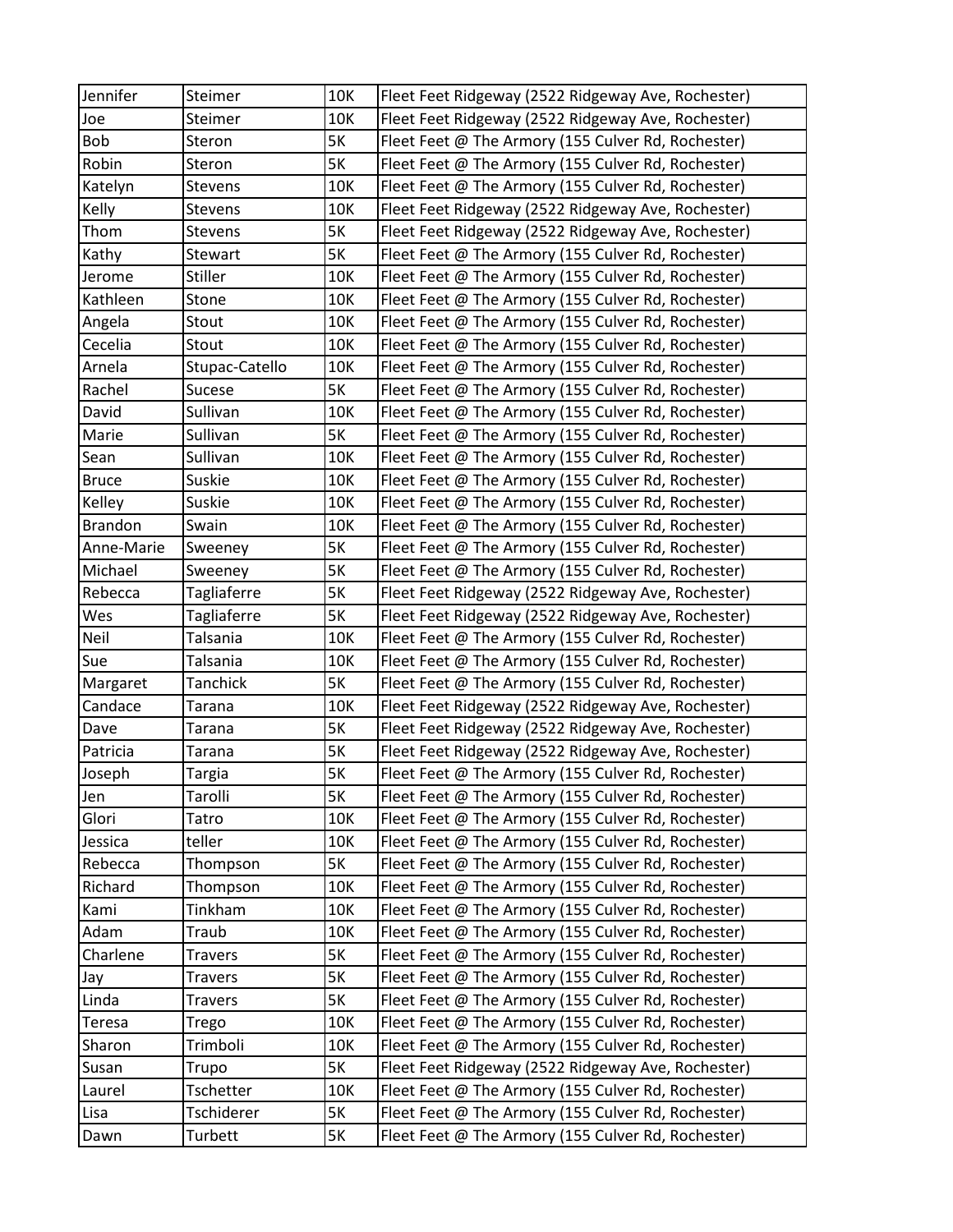| Jennifer | Steimer | 10K | Fleet Feet Ridgeway (2522 Ridgeway Ave, Rochester) |
|---|---|---|---|
| Joe | Steimer | 10K | Fleet Feet Ridgeway (2522 Ridgeway Ave, Rochester) |
| Bob | Steron | 5K | Fleet Feet @ The Armory (155 Culver Rd, Rochester) |
| Robin | Steron | 5K | Fleet Feet @ The Armory (155 Culver Rd, Rochester) |
| Katelyn | Stevens | 10K | Fleet Feet @ The Armory (155 Culver Rd, Rochester) |
| Kelly | Stevens | 10K | Fleet Feet Ridgeway (2522 Ridgeway Ave, Rochester) |
| Thom | Stevens | 5K | Fleet Feet Ridgeway (2522 Ridgeway Ave, Rochester) |
| Kathy | Stewart | 5K | Fleet Feet @ The Armory (155 Culver Rd, Rochester) |
| Jerome | Stiller | 10K | Fleet Feet @ The Armory (155 Culver Rd, Rochester) |
| Kathleen | Stone | 10K | Fleet Feet @ The Armory (155 Culver Rd, Rochester) |
| Angela | Stout | 10K | Fleet Feet @ The Armory (155 Culver Rd, Rochester) |
| Cecelia | Stout | 10K | Fleet Feet @ The Armory (155 Culver Rd, Rochester) |
| Arnela | Stupac-Catello | 10K | Fleet Feet @ The Armory (155 Culver Rd, Rochester) |
| Rachel | Sucese | 5K | Fleet Feet @ The Armory (155 Culver Rd, Rochester) |
| David | Sullivan | 10K | Fleet Feet @ The Armory (155 Culver Rd, Rochester) |
| Marie | Sullivan | 5K | Fleet Feet @ The Armory (155 Culver Rd, Rochester) |
| Sean | Sullivan | 10K | Fleet Feet @ The Armory (155 Culver Rd, Rochester) |
| Bruce | Suskie | 10K | Fleet Feet @ The Armory (155 Culver Rd, Rochester) |
| Kelley | Suskie | 10K | Fleet Feet @ The Armory (155 Culver Rd, Rochester) |
| Brandon | Swain | 10K | Fleet Feet @ The Armory (155 Culver Rd, Rochester) |
| Anne-Marie | Sweeney | 5K | Fleet Feet @ The Armory (155 Culver Rd, Rochester) |
| Michael | Sweeney | 5K | Fleet Feet @ The Armory (155 Culver Rd, Rochester) |
| Rebecca | Tagliaferre | 5K | Fleet Feet Ridgeway (2522 Ridgeway Ave, Rochester) |
| Wes | Tagliaferre | 5K | Fleet Feet Ridgeway (2522 Ridgeway Ave, Rochester) |
| Neil | Talsania | 10K | Fleet Feet @ The Armory (155 Culver Rd, Rochester) |
| Sue | Talsania | 10K | Fleet Feet @ The Armory (155 Culver Rd, Rochester) |
| Margaret | Tanchick | 5K | Fleet Feet @ The Armory (155 Culver Rd, Rochester) |
| Candace | Tarana | 10K | Fleet Feet Ridgeway (2522 Ridgeway Ave, Rochester) |
| Dave | Tarana | 5K | Fleet Feet Ridgeway (2522 Ridgeway Ave, Rochester) |
| Patricia | Tarana | 5K | Fleet Feet Ridgeway (2522 Ridgeway Ave, Rochester) |
| Joseph | Targia | 5K | Fleet Feet @ The Armory (155 Culver Rd, Rochester) |
| Jen | Tarolli | 5K | Fleet Feet @ The Armory (155 Culver Rd, Rochester) |
| Glori | Tatro | 10K | Fleet Feet @ The Armory (155 Culver Rd, Rochester) |
| Jessica | teller | 10K | Fleet Feet @ The Armory (155 Culver Rd, Rochester) |
| Rebecca | Thompson | 5K | Fleet Feet @ The Armory (155 Culver Rd, Rochester) |
| Richard | Thompson | 10K | Fleet Feet @ The Armory (155 Culver Rd, Rochester) |
| Kami | Tinkham | 10K | Fleet Feet @ The Armory (155 Culver Rd, Rochester) |
| Adam | Traub | 10K | Fleet Feet @ The Armory (155 Culver Rd, Rochester) |
| Charlene | Travers | 5K | Fleet Feet @ The Armory (155 Culver Rd, Rochester) |
| Jay | Travers | 5K | Fleet Feet @ The Armory (155 Culver Rd, Rochester) |
| Linda | Travers | 5K | Fleet Feet @ The Armory (155 Culver Rd, Rochester) |
| Teresa | Trego | 10K | Fleet Feet @ The Armory (155 Culver Rd, Rochester) |
| Sharon | Trimboli | 10K | Fleet Feet @ The Armory (155 Culver Rd, Rochester) |
| Susan | Trupo | 5K | Fleet Feet Ridgeway (2522 Ridgeway Ave, Rochester) |
| Laurel | Tschetter | 10K | Fleet Feet @ The Armory (155 Culver Rd, Rochester) |
| Lisa | Tschiderer | 5K | Fleet Feet @ The Armory (155 Culver Rd, Rochester) |
| Dawn | Turbett | 5K | Fleet Feet @ The Armory (155 Culver Rd, Rochester) |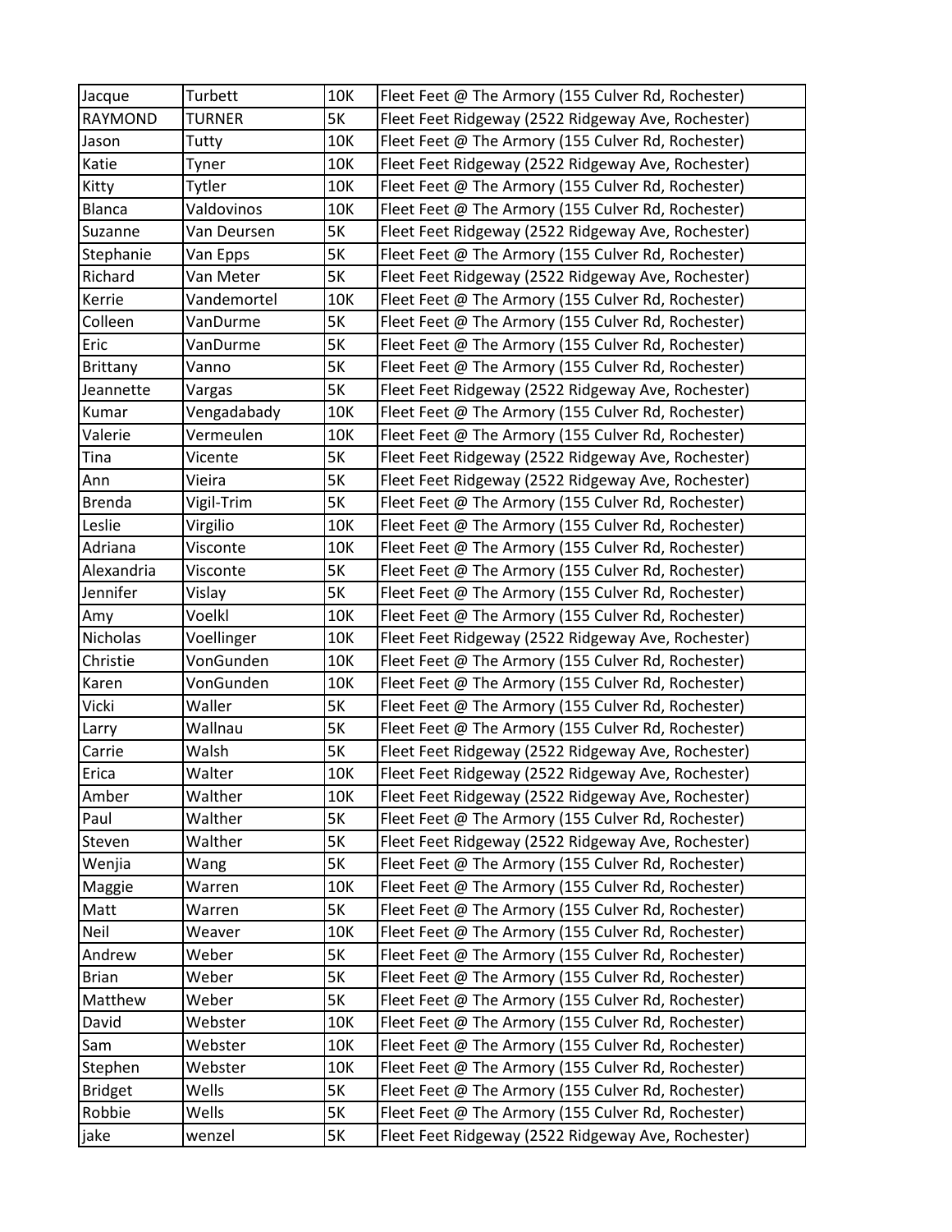| Jacque | Turbett | 10K | Fleet Feet @ The Armory (155 Culver Rd, Rochester) |
|---|---|---|---|
| RAYMOND | TURNER | 5K | Fleet Feet Ridgeway (2522 Ridgeway Ave, Rochester) |
| Jason | Tutty | 10K | Fleet Feet @ The Armory (155 Culver Rd, Rochester) |
| Katie | Tyner | 10K | Fleet Feet Ridgeway (2522 Ridgeway Ave, Rochester) |
| Kitty | Tytler | 10K | Fleet Feet @ The Armory (155 Culver Rd, Rochester) |
| Blanca | Valdovinos | 10K | Fleet Feet @ The Armory (155 Culver Rd, Rochester) |
| Suzanne | Van Deursen | 5K | Fleet Feet Ridgeway (2522 Ridgeway Ave, Rochester) |
| Stephanie | Van Epps | 5K | Fleet Feet @ The Armory (155 Culver Rd, Rochester) |
| Richard | Van Meter | 5K | Fleet Feet Ridgeway (2522 Ridgeway Ave, Rochester) |
| Kerrie | Vandemortel | 10K | Fleet Feet @ The Armory (155 Culver Rd, Rochester) |
| Colleen | VanDurme | 5K | Fleet Feet @ The Armory (155 Culver Rd, Rochester) |
| Eric | VanDurme | 5K | Fleet Feet @ The Armory (155 Culver Rd, Rochester) |
| Brittany | Vanno | 5K | Fleet Feet @ The Armory (155 Culver Rd, Rochester) |
| Jeannette | Vargas | 5K | Fleet Feet Ridgeway (2522 Ridgeway Ave, Rochester) |
| Kumar | Vengadabady | 10K | Fleet Feet @ The Armory (155 Culver Rd, Rochester) |
| Valerie | Vermeulen | 10K | Fleet Feet @ The Armory (155 Culver Rd, Rochester) |
| Tina | Vicente | 5K | Fleet Feet Ridgeway (2522 Ridgeway Ave, Rochester) |
| Ann | Vieira | 5K | Fleet Feet Ridgeway (2522 Ridgeway Ave, Rochester) |
| Brenda | Vigil-Trim | 5K | Fleet Feet @ The Armory (155 Culver Rd, Rochester) |
| Leslie | Virgilio | 10K | Fleet Feet @ The Armory (155 Culver Rd, Rochester) |
| Adriana | Visconte | 10K | Fleet Feet @ The Armory (155 Culver Rd, Rochester) |
| Alexandria | Visconte | 5K | Fleet Feet @ The Armory (155 Culver Rd, Rochester) |
| Jennifer | Vislay | 5K | Fleet Feet @ The Armory (155 Culver Rd, Rochester) |
| Amy | Voelkl | 10K | Fleet Feet @ The Armory (155 Culver Rd, Rochester) |
| Nicholas | Voellinger | 10K | Fleet Feet Ridgeway (2522 Ridgeway Ave, Rochester) |
| Christie | VonGunden | 10K | Fleet Feet @ The Armory (155 Culver Rd, Rochester) |
| Karen | VonGunden | 10K | Fleet Feet @ The Armory (155 Culver Rd, Rochester) |
| Vicki | Waller | 5K | Fleet Feet @ The Armory (155 Culver Rd, Rochester) |
| Larry | Wallnau | 5K | Fleet Feet @ The Armory (155 Culver Rd, Rochester) |
| Carrie | Walsh | 5K | Fleet Feet Ridgeway (2522 Ridgeway Ave, Rochester) |
| Erica | Walter | 10K | Fleet Feet Ridgeway (2522 Ridgeway Ave, Rochester) |
| Amber | Walther | 10K | Fleet Feet Ridgeway (2522 Ridgeway Ave, Rochester) |
| Paul | Walther | 5K | Fleet Feet @ The Armory (155 Culver Rd, Rochester) |
| Steven | Walther | 5K | Fleet Feet Ridgeway (2522 Ridgeway Ave, Rochester) |
| Wenjia | Wang | 5K | Fleet Feet @ The Armory (155 Culver Rd, Rochester) |
| Maggie | Warren | 10K | Fleet Feet @ The Armory (155 Culver Rd, Rochester) |
| Matt | Warren | 5K | Fleet Feet @ The Armory (155 Culver Rd, Rochester) |
| Neil | Weaver | 10K | Fleet Feet @ The Armory (155 Culver Rd, Rochester) |
| Andrew | Weber | 5K | Fleet Feet @ The Armory (155 Culver Rd, Rochester) |
| Brian | Weber | 5K | Fleet Feet @ The Armory (155 Culver Rd, Rochester) |
| Matthew | Weber | 5K | Fleet Feet @ The Armory (155 Culver Rd, Rochester) |
| David | Webster | 10K | Fleet Feet @ The Armory (155 Culver Rd, Rochester) |
| Sam | Webster | 10K | Fleet Feet @ The Armory (155 Culver Rd, Rochester) |
| Stephen | Webster | 10K | Fleet Feet @ The Armory (155 Culver Rd, Rochester) |
| Bridget | Wells | 5K | Fleet Feet @ The Armory (155 Culver Rd, Rochester) |
| Robbie | Wells | 5K | Fleet Feet @ The Armory (155 Culver Rd, Rochester) |
| jake | wenzel | 5K | Fleet Feet Ridgeway (2522 Ridgeway Ave, Rochester) |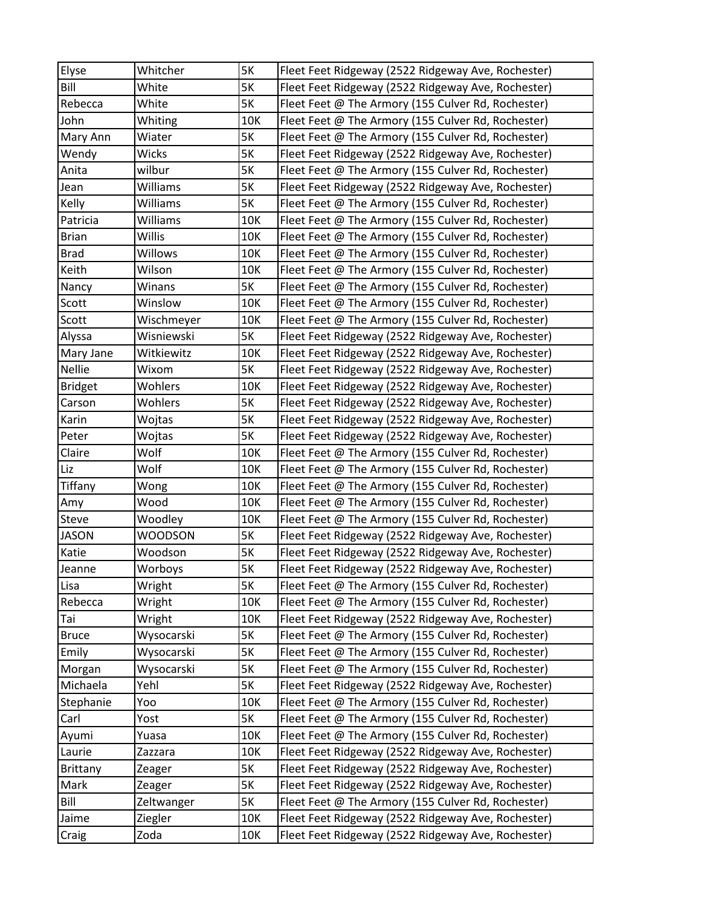| Elyse | Whitcher | 5K | Fleet Feet Ridgeway (2522 Ridgeway Ave, Rochester) |
|---|---|---|---|
| Bill | White | 5K | Fleet Feet Ridgeway (2522 Ridgeway Ave, Rochester) |
| Rebecca | White | 5K | Fleet Feet @ The Armory (155 Culver Rd, Rochester) |
| John | Whiting | 10K | Fleet Feet @ The Armory (155 Culver Rd, Rochester) |
| Mary Ann | Wiater | 5K | Fleet Feet @ The Armory (155 Culver Rd, Rochester) |
| Wendy | Wicks | 5K | Fleet Feet Ridgeway (2522 Ridgeway Ave, Rochester) |
| Anita | wilbur | 5K | Fleet Feet @ The Armory (155 Culver Rd, Rochester) |
| Jean | Williams | 5K | Fleet Feet Ridgeway (2522 Ridgeway Ave, Rochester) |
| Kelly | Williams | 5K | Fleet Feet @ The Armory (155 Culver Rd, Rochester) |
| Patricia | Williams | 10K | Fleet Feet @ The Armory (155 Culver Rd, Rochester) |
| Brian | Willis | 10K | Fleet Feet @ The Armory (155 Culver Rd, Rochester) |
| Brad | Willows | 10K | Fleet Feet @ The Armory (155 Culver Rd, Rochester) |
| Keith | Wilson | 10K | Fleet Feet @ The Armory (155 Culver Rd, Rochester) |
| Nancy | Winans | 5K | Fleet Feet @ The Armory (155 Culver Rd, Rochester) |
| Scott | Winslow | 10K | Fleet Feet @ The Armory (155 Culver Rd, Rochester) |
| Scott | Wischmeyer | 10K | Fleet Feet @ The Armory (155 Culver Rd, Rochester) |
| Alyssa | Wisniewski | 5K | Fleet Feet Ridgeway (2522 Ridgeway Ave, Rochester) |
| Mary Jane | Witkiewitz | 10K | Fleet Feet Ridgeway (2522 Ridgeway Ave, Rochester) |
| Nellie | Wixom | 5K | Fleet Feet Ridgeway (2522 Ridgeway Ave, Rochester) |
| Bridget | Wohlers | 10K | Fleet Feet Ridgeway (2522 Ridgeway Ave, Rochester) |
| Carson | Wohlers | 5K | Fleet Feet Ridgeway (2522 Ridgeway Ave, Rochester) |
| Karin | Wojtas | 5K | Fleet Feet Ridgeway (2522 Ridgeway Ave, Rochester) |
| Peter | Wojtas | 5K | Fleet Feet Ridgeway (2522 Ridgeway Ave, Rochester) |
| Claire | Wolf | 10K | Fleet Feet @ The Armory (155 Culver Rd, Rochester) |
| Liz | Wolf | 10K | Fleet Feet @ The Armory (155 Culver Rd, Rochester) |
| Tiffany | Wong | 10K | Fleet Feet @ The Armory (155 Culver Rd, Rochester) |
| Amy | Wood | 10K | Fleet Feet @ The Armory (155 Culver Rd, Rochester) |
| Steve | Woodley | 10K | Fleet Feet @ The Armory (155 Culver Rd, Rochester) |
| JASON | WOODSON | 5K | Fleet Feet Ridgeway (2522 Ridgeway Ave, Rochester) |
| Katie | Woodson | 5K | Fleet Feet Ridgeway (2522 Ridgeway Ave, Rochester) |
| Jeanne | Worboys | 5K | Fleet Feet Ridgeway (2522 Ridgeway Ave, Rochester) |
| Lisa | Wright | 5K | Fleet Feet @ The Armory (155 Culver Rd, Rochester) |
| Rebecca | Wright | 10K | Fleet Feet @ The Armory (155 Culver Rd, Rochester) |
| Tai | Wright | 10K | Fleet Feet Ridgeway (2522 Ridgeway Ave, Rochester) |
| Bruce | Wysocarski | 5K | Fleet Feet @ The Armory (155 Culver Rd, Rochester) |
| Emily | Wysocarski | 5K | Fleet Feet @ The Armory (155 Culver Rd, Rochester) |
| Morgan | Wysocarski | 5K | Fleet Feet @ The Armory (155 Culver Rd, Rochester) |
| Michaela | Yehl | 5K | Fleet Feet Ridgeway (2522 Ridgeway Ave, Rochester) |
| Stephanie | Yoo | 10K | Fleet Feet @ The Armory (155 Culver Rd, Rochester) |
| Carl | Yost | 5K | Fleet Feet @ The Armory (155 Culver Rd, Rochester) |
| Ayumi | Yuasa | 10K | Fleet Feet @ The Armory (155 Culver Rd, Rochester) |
| Laurie | Zazzara | 10K | Fleet Feet Ridgeway (2522 Ridgeway Ave, Rochester) |
| Brittany | Zeager | 5K | Fleet Feet Ridgeway (2522 Ridgeway Ave, Rochester) |
| Mark | Zeager | 5K | Fleet Feet Ridgeway (2522 Ridgeway Ave, Rochester) |
| Bill | Zeltwanger | 5K | Fleet Feet @ The Armory (155 Culver Rd, Rochester) |
| Jaime | Ziegler | 10K | Fleet Feet Ridgeway (2522 Ridgeway Ave, Rochester) |
| Craig | Zoda | 10K | Fleet Feet Ridgeway (2522 Ridgeway Ave, Rochester) |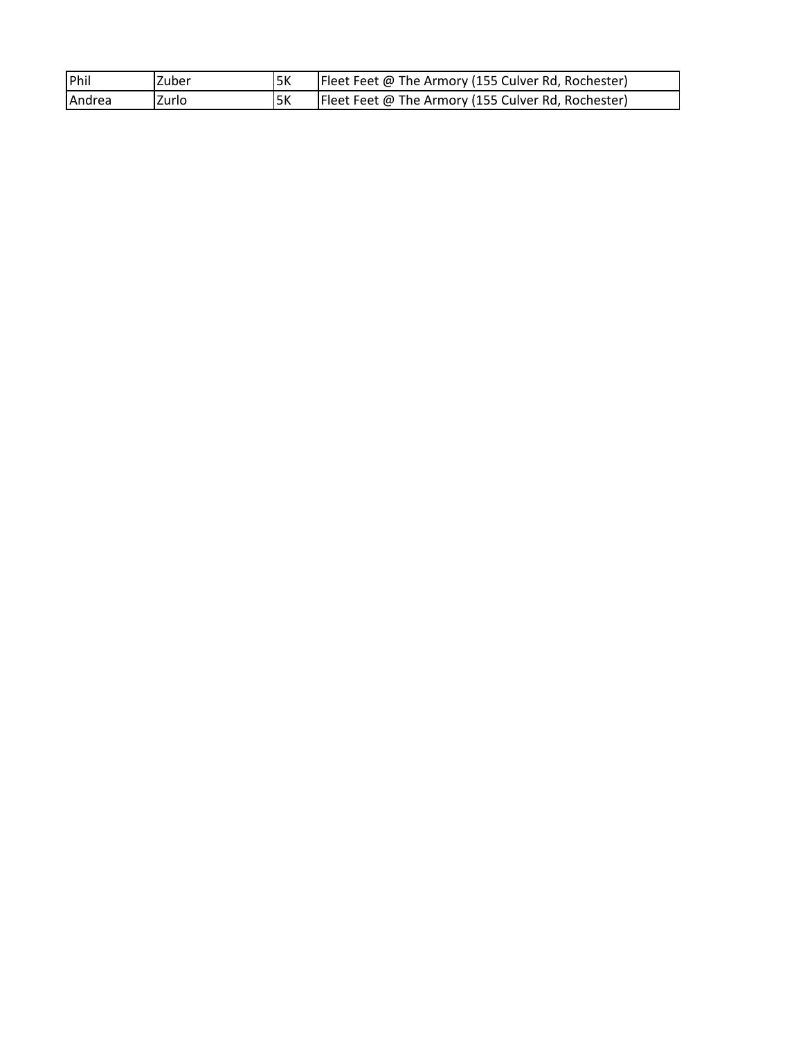| | | | |
|---|---|---|---|
| Phil | Zuber | 5K | Fleet Feet @ The Armory (155 Culver Rd, Rochester) |
| Andrea | Zurlo | 5K | Fleet Feet @ The Armory (155 Culver Rd, Rochester) |